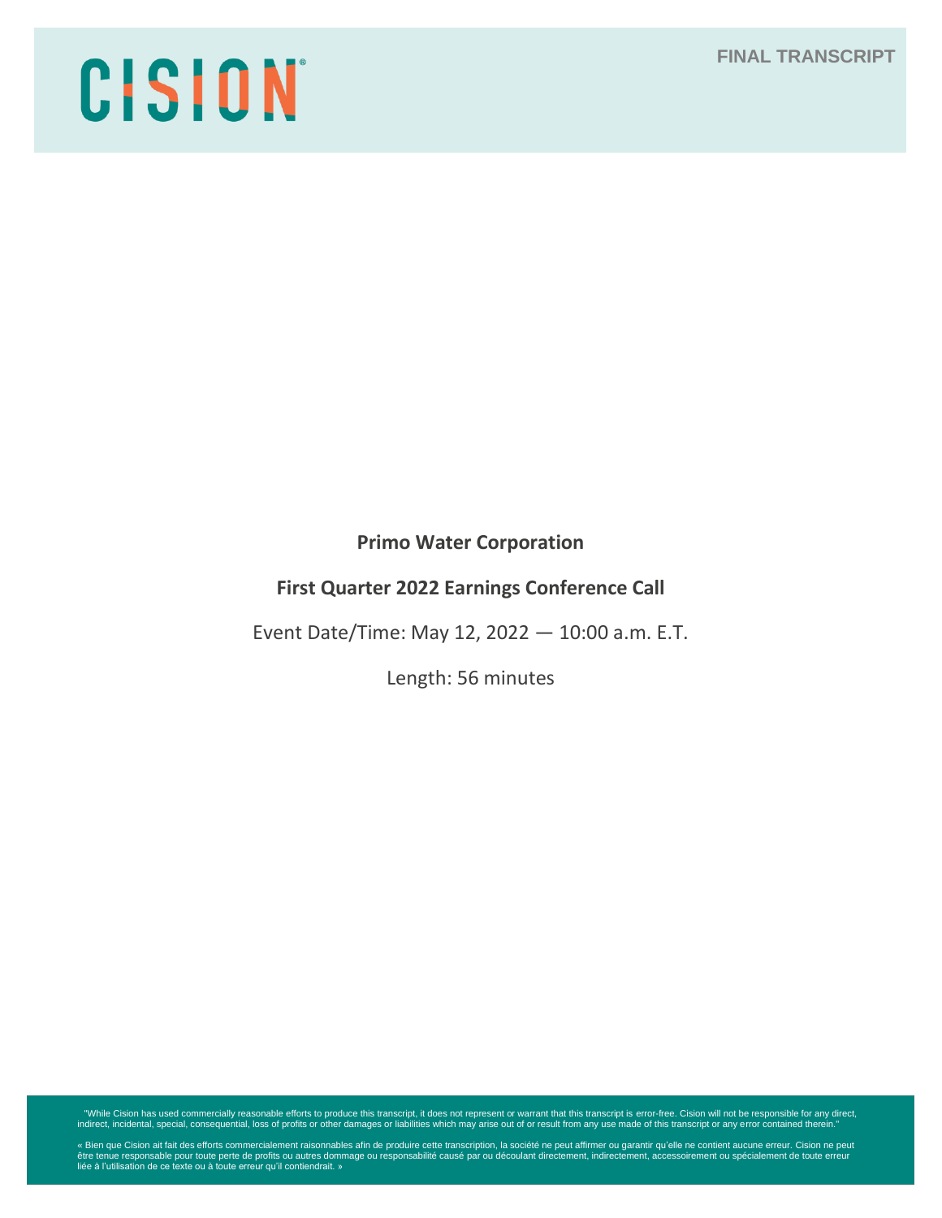CISION

FINAL TRANSCRIPT

**Primo Water Corporation**

**First Quarter 2022 Earnings Conference Call**

Event Date/Time: May 12, 2022 — 10:00 a.m. E.T.

Length: 56 minutes

"While Cision has used commercially reasonable efforts to produce this transcript, it does not represent or warrant that this transcript is error-free. Cision will not be responsible for any direct, indirect, incidental, special, consequential, loss of profits or other damages or liabilities which may arise out of or result from any use made of this transcript or any error contained therein."

« Bien que Cision ait fait des efforts commercialement raisonnables afin de produire cette transcription, la société ne peut affirmer ou garantir qu'elle ne contient aucune erreur. Cision ne peut être tenue responsable pour toute perte de profits ou autres dommage ou responsabilité causé par ou découlant directement, indirectement, accessoirement ou spécialement de toute erreur liée à l'utilisation de ce texte ou à toute erreur qu'il contiendrait. »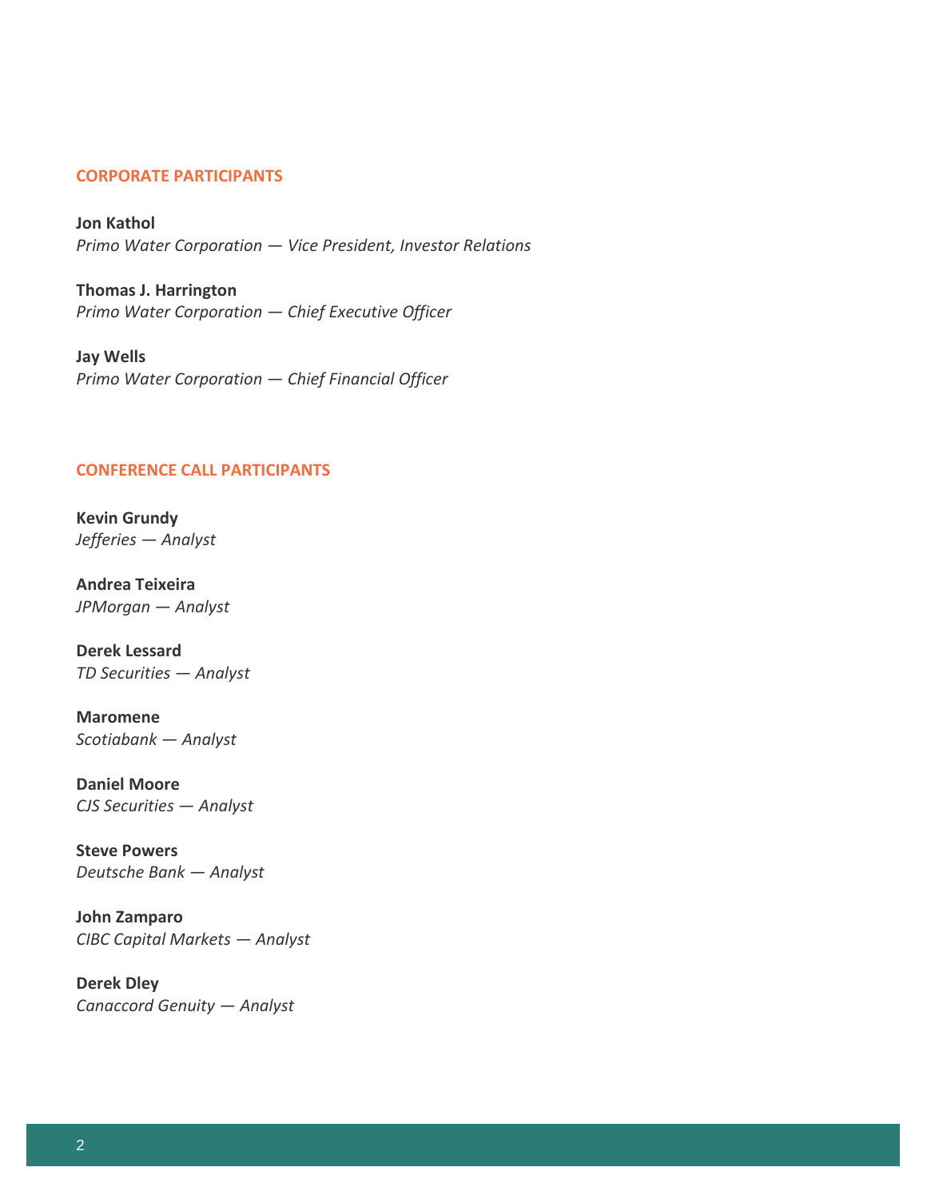## CORPORATE PARTICIPANTS

**Jon Kathol**
*Primo Water Corporation — Vice President, Investor Relations*

**Thomas J. Harrington**
*Primo Water Corporation — Chief Executive Officer*

**Jay Wells**
*Primo Water Corporation — Chief Financial Officer*

## CONFERENCE CALL PARTICIPANTS

**Kevin Grundy**
*Jefferies — Analyst*

**Andrea Teixeira**
*JPMorgan — Analyst*

**Derek Lessard**
*TD Securities — Analyst*

**Maromene**
*Scotiabank — Analyst*

**Daniel Moore**
*CJS Securities — Analyst*

**Steve Powers**
*Deutsche Bank — Analyst*

**John Zamparo**
*CIBC Capital Markets — Analyst*

**Derek Dley**
*Canaccord Genuity — Analyst*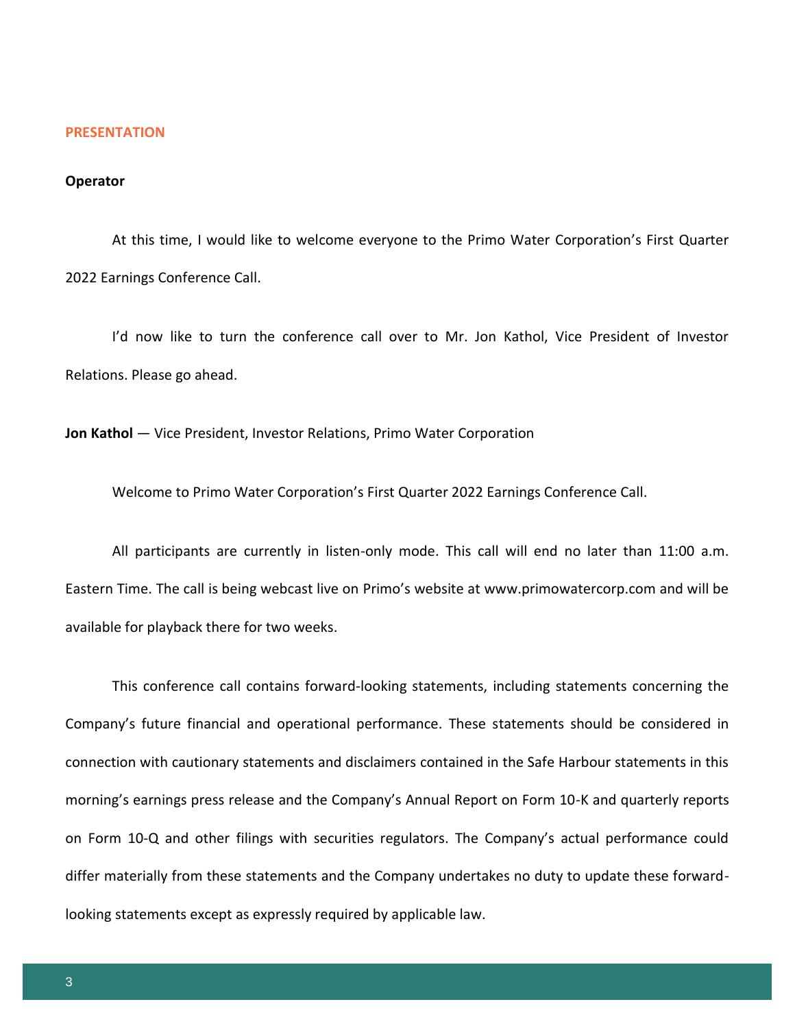## PRESENTATION

**Operator**

At this time, I would like to welcome everyone to the Primo Water Corporation's First Quarter 2022 Earnings Conference Call.

I'd now like to turn the conference call over to Mr. Jon Kathol, Vice President of Investor Relations. Please go ahead.

**Jon Kathol** — Vice President, Investor Relations, Primo Water Corporation

Welcome to Primo Water Corporation's First Quarter 2022 Earnings Conference Call.

All participants are currently in listen-only mode. This call will end no later than 11:00 a.m. Eastern Time. The call is being webcast live on Primo's website at www.primowatercorp.com and will be available for playback there for two weeks.

This conference call contains forward-looking statements, including statements concerning the Company's future financial and operational performance. These statements should be considered in connection with cautionary statements and disclaimers contained in the Safe Harbour statements in this morning's earnings press release and the Company's Annual Report on Form 10-K and quarterly reports on Form 10-Q and other filings with securities regulators. The Company's actual performance could differ materially from these statements and the Company undertakes no duty to update these forward-looking statements except as expressly required by applicable law.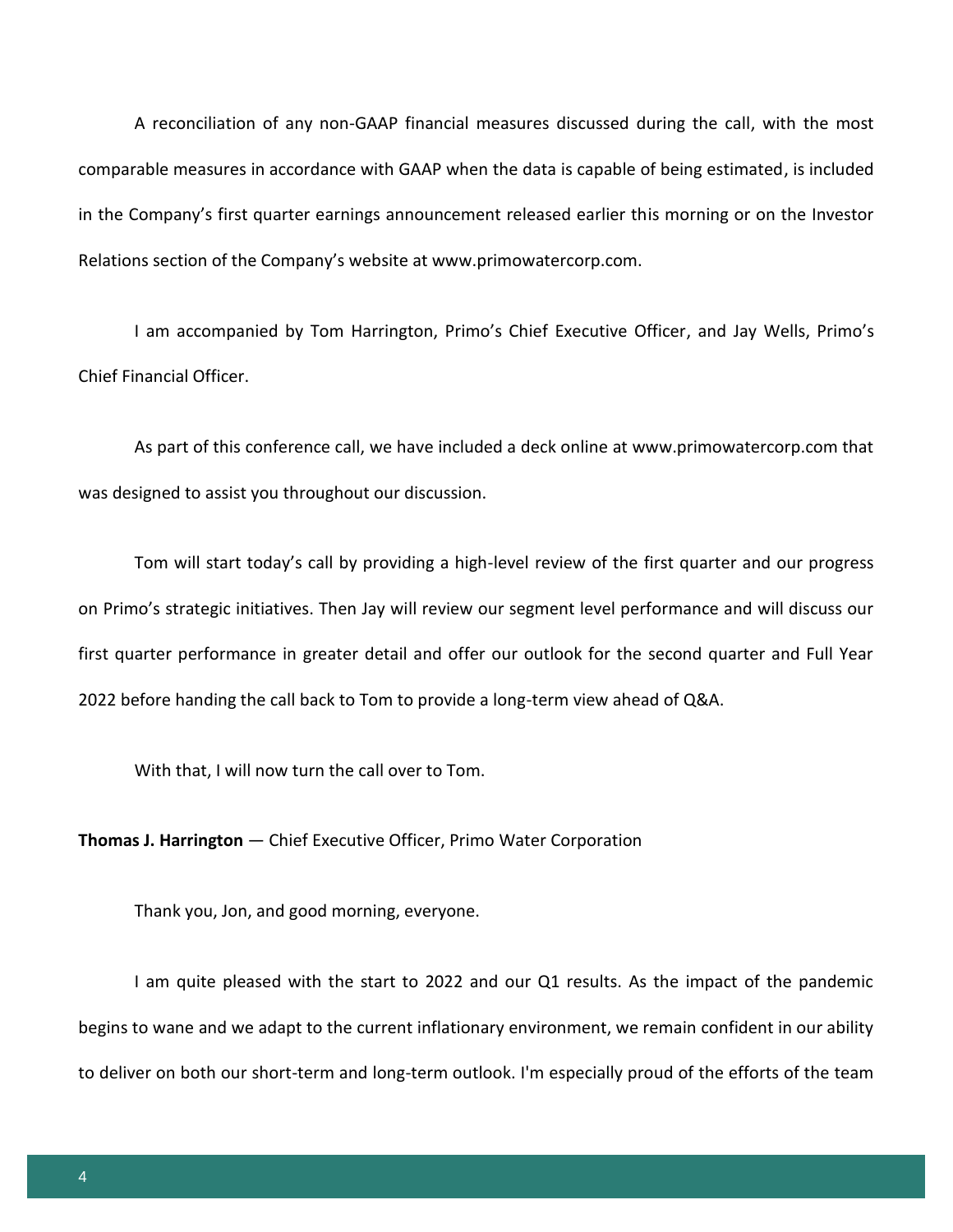A reconciliation of any non-GAAP financial measures discussed during the call, with the most comparable measures in accordance with GAAP when the data is capable of being estimated, is included in the Company's first quarter earnings announcement released earlier this morning or on the Investor Relations section of the Company's website at www.primowatercorp.com.

I am accompanied by Tom Harrington, Primo's Chief Executive Officer, and Jay Wells, Primo's Chief Financial Officer.

As part of this conference call, we have included a deck online at www.primowatercorp.com that was designed to assist you throughout our discussion.

Tom will start today's call by providing a high-level review of the first quarter and our progress on Primo's strategic initiatives. Then Jay will review our segment level performance and will discuss our first quarter performance in greater detail and offer our outlook for the second quarter and Full Year 2022 before handing the call back to Tom to provide a long-term view ahead of Q&A.

With that, I will now turn the call over to Tom.

**Thomas J. Harrington** — Chief Executive Officer, Primo Water Corporation

Thank you, Jon, and good morning, everyone.

I am quite pleased with the start to 2022 and our Q1 results. As the impact of the pandemic begins to wane and we adapt to the current inflationary environment, we remain confident in our ability to deliver on both our short-term and long-term outlook. I'm especially proud of the efforts of the team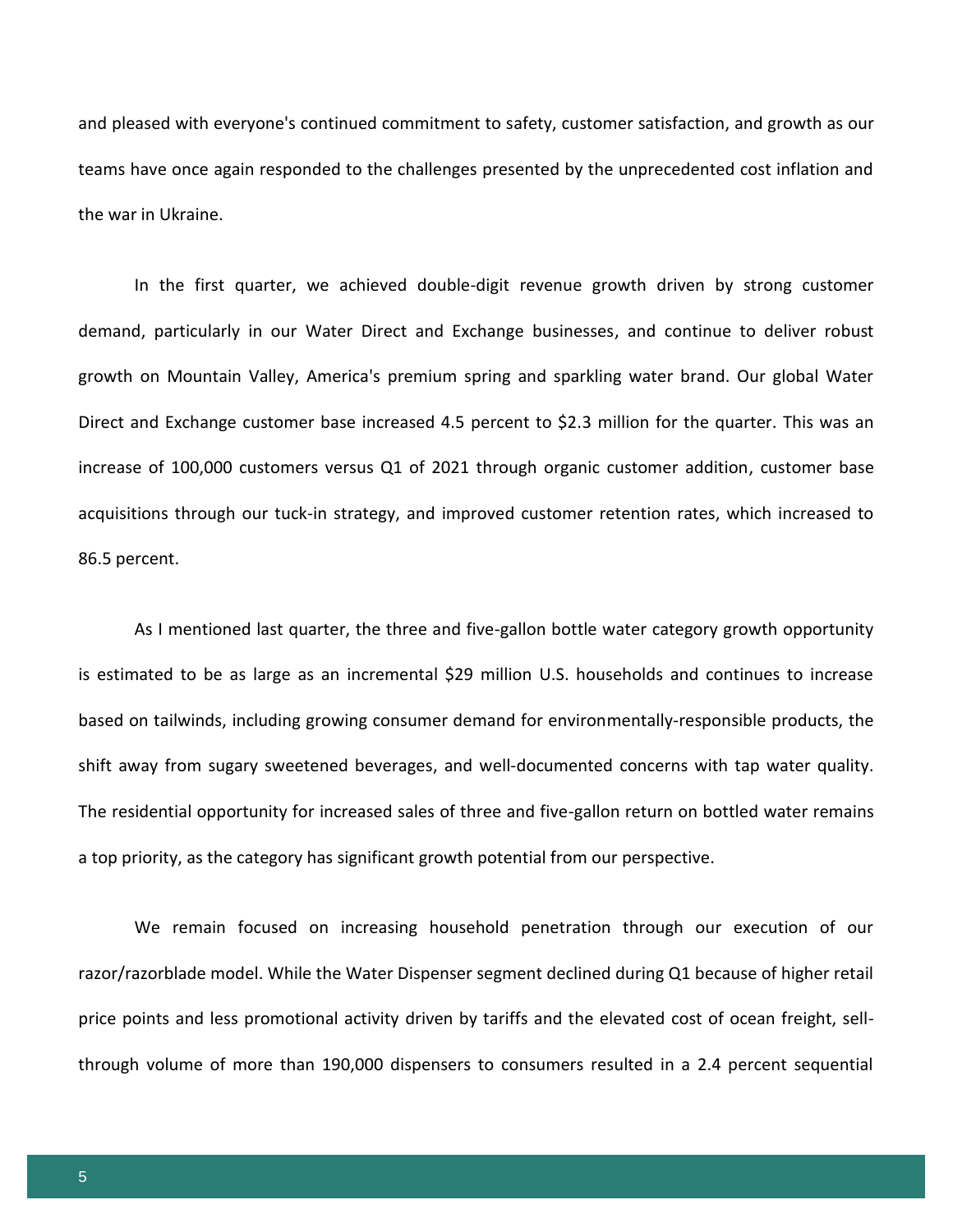and pleased with everyone's continued commitment to safety, customer satisfaction, and growth as our teams have once again responded to the challenges presented by the unprecedented cost inflation and the war in Ukraine.

In the first quarter, we achieved double-digit revenue growth driven by strong customer demand, particularly in our Water Direct and Exchange businesses, and continue to deliver robust growth on Mountain Valley, America's premium spring and sparkling water brand. Our global Water Direct and Exchange customer base increased 4.5 percent to $2.3 million for the quarter. This was an increase of 100,000 customers versus Q1 of 2021 through organic customer addition, customer base acquisitions through our tuck-in strategy, and improved customer retention rates, which increased to 86.5 percent.

As I mentioned last quarter, the three and five-gallon bottle water category growth opportunity is estimated to be as large as an incremental $29 million U.S. households and continues to increase based on tailwinds, including growing consumer demand for environmentally-responsible products, the shift away from sugary sweetened beverages, and well-documented concerns with tap water quality. The residential opportunity for increased sales of three and five-gallon return on bottled water remains a top priority, as the category has significant growth potential from our perspective.

We remain focused on increasing household penetration through our execution of our razor/razorblade model. While the Water Dispenser segment declined during Q1 because of higher retail price points and less promotional activity driven by tariffs and the elevated cost of ocean freight, sell-through volume of more than 190,000 dispensers to consumers resulted in a 2.4 percent sequential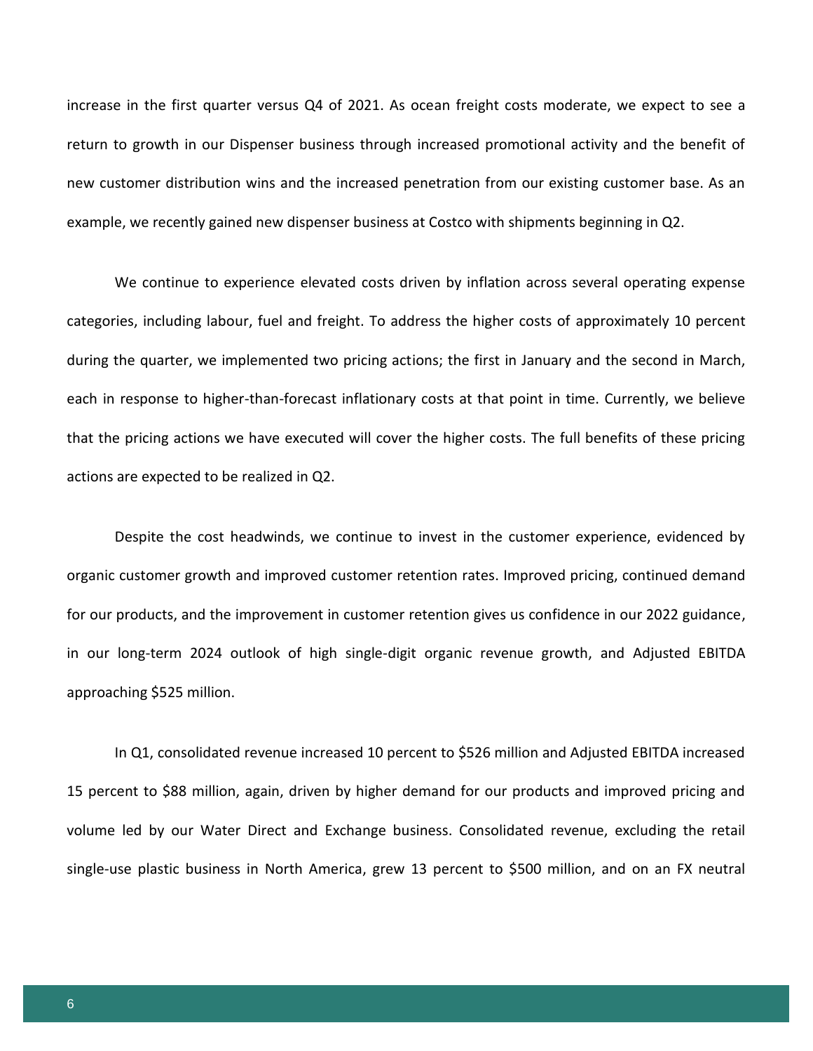increase in the first quarter versus Q4 of 2021. As ocean freight costs moderate, we expect to see a return to growth in our Dispenser business through increased promotional activity and the benefit of new customer distribution wins and the increased penetration from our existing customer base. As an example, we recently gained new dispenser business at Costco with shipments beginning in Q2.

We continue to experience elevated costs driven by inflation across several operating expense categories, including labour, fuel and freight. To address the higher costs of approximately 10 percent during the quarter, we implemented two pricing actions; the first in January and the second in March, each in response to higher-than-forecast inflationary costs at that point in time. Currently, we believe that the pricing actions we have executed will cover the higher costs. The full benefits of these pricing actions are expected to be realized in Q2.

Despite the cost headwinds, we continue to invest in the customer experience, evidenced by organic customer growth and improved customer retention rates. Improved pricing, continued demand for our products, and the improvement in customer retention gives us confidence in our 2022 guidance, in our long-term 2024 outlook of high single-digit organic revenue growth, and Adjusted EBITDA approaching $525 million.

In Q1, consolidated revenue increased 10 percent to $526 million and Adjusted EBITDA increased 15 percent to $88 million, again, driven by higher demand for our products and improved pricing and volume led by our Water Direct and Exchange business. Consolidated revenue, excluding the retail single-use plastic business in North America, grew 13 percent to $500 million, and on an FX neutral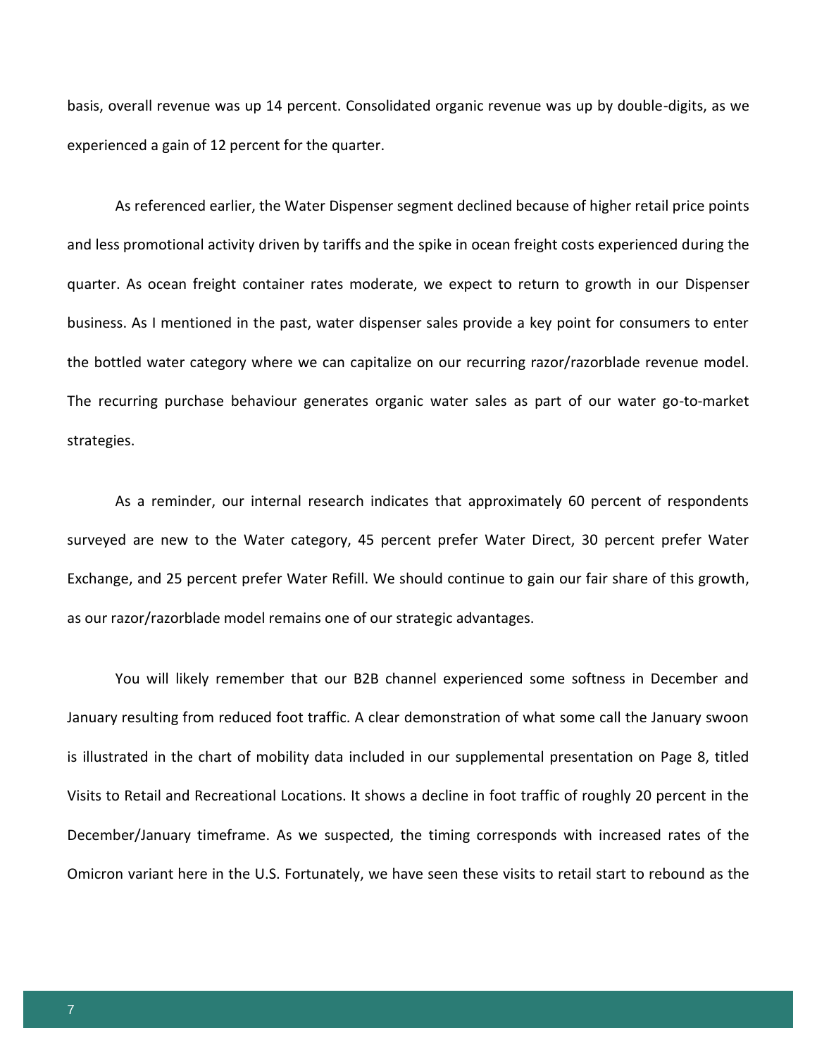basis, overall revenue was up 14 percent. Consolidated organic revenue was up by double-digits, as we experienced a gain of 12 percent for the quarter.

As referenced earlier, the Water Dispenser segment declined because of higher retail price points and less promotional activity driven by tariffs and the spike in ocean freight costs experienced during the quarter. As ocean freight container rates moderate, we expect to return to growth in our Dispenser business. As I mentioned in the past, water dispenser sales provide a key point for consumers to enter the bottled water category where we can capitalize on our recurring razor/razorblade revenue model. The recurring purchase behaviour generates organic water sales as part of our water go-to-market strategies.

As a reminder, our internal research indicates that approximately 60 percent of respondents surveyed are new to the Water category, 45 percent prefer Water Direct, 30 percent prefer Water Exchange, and 25 percent prefer Water Refill. We should continue to gain our fair share of this growth, as our razor/razorblade model remains one of our strategic advantages.

You will likely remember that our B2B channel experienced some softness in December and January resulting from reduced foot traffic. A clear demonstration of what some call the January swoon is illustrated in the chart of mobility data included in our supplemental presentation on Page 8, titled Visits to Retail and Recreational Locations. It shows a decline in foot traffic of roughly 20 percent in the December/January timeframe. As we suspected, the timing corresponds with increased rates of the Omicron variant here in the U.S. Fortunately, we have seen these visits to retail start to rebound as the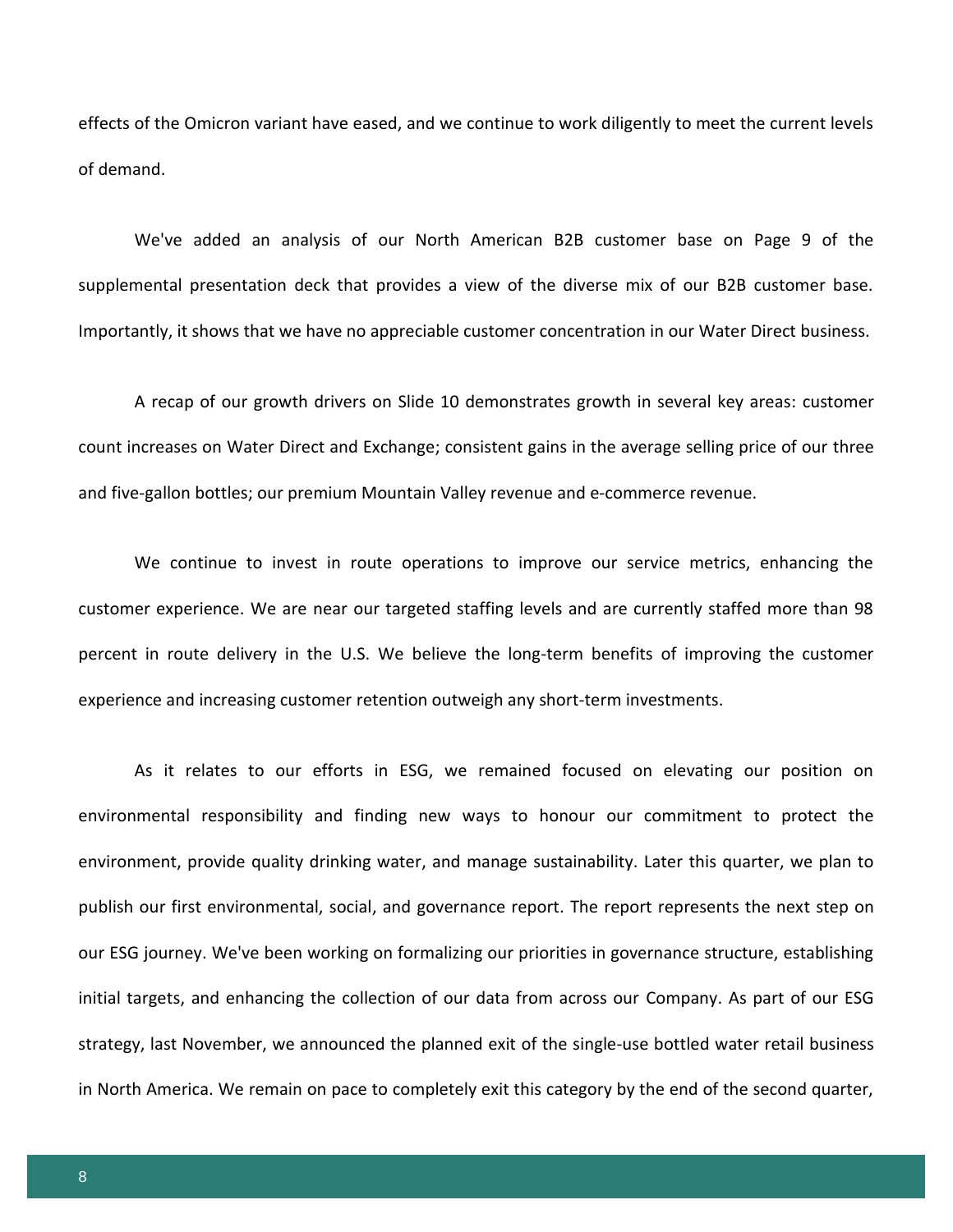effects of the Omicron variant have eased, and we continue to work diligently to meet the current levels of demand.

We've added an analysis of our North American B2B customer base on Page 9 of the supplemental presentation deck that provides a view of the diverse mix of our B2B customer base. Importantly, it shows that we have no appreciable customer concentration in our Water Direct business.

A recap of our growth drivers on Slide 10 demonstrates growth in several key areas: customer count increases on Water Direct and Exchange; consistent gains in the average selling price of our three and five-gallon bottles; our premium Mountain Valley revenue and e-commerce revenue.

We continue to invest in route operations to improve our service metrics, enhancing the customer experience. We are near our targeted staffing levels and are currently staffed more than 98 percent in route delivery in the U.S. We believe the long-term benefits of improving the customer experience and increasing customer retention outweigh any short-term investments.

As it relates to our efforts in ESG, we remained focused on elevating our position on environmental responsibility and finding new ways to honour our commitment to protect the environment, provide quality drinking water, and manage sustainability. Later this quarter, we plan to publish our first environmental, social, and governance report. The report represents the next step on our ESG journey. We've been working on formalizing our priorities in governance structure, establishing initial targets, and enhancing the collection of our data from across our Company. As part of our ESG strategy, last November, we announced the planned exit of the single-use bottled water retail business in North America. We remain on pace to completely exit this category by the end of the second quarter,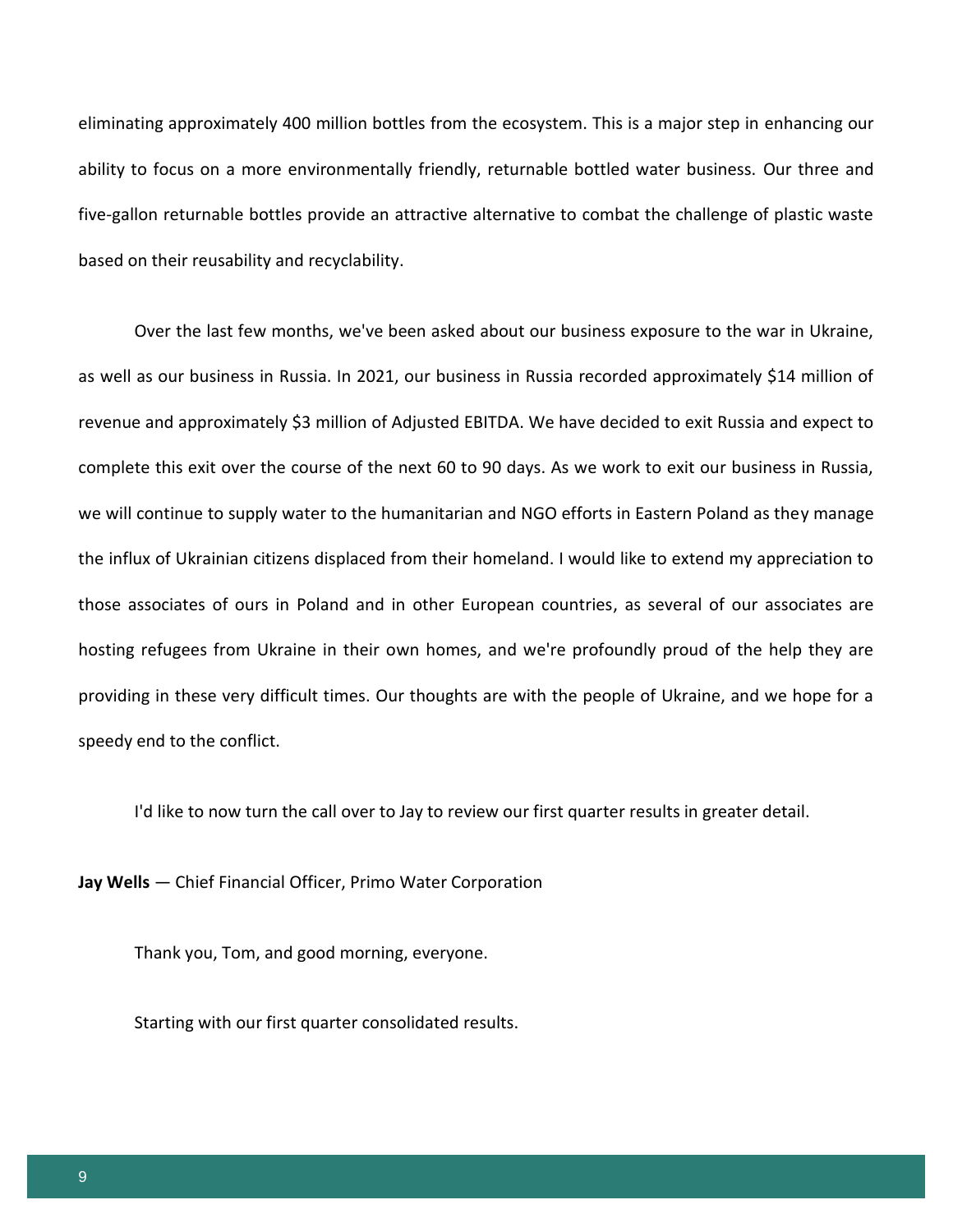eliminating approximately 400 million bottles from the ecosystem. This is a major step in enhancing our ability to focus on a more environmentally friendly, returnable bottled water business. Our three and five-gallon returnable bottles provide an attractive alternative to combat the challenge of plastic waste based on their reusability and recyclability.

Over the last few months, we've been asked about our business exposure to the war in Ukraine, as well as our business in Russia. In 2021, our business in Russia recorded approximately $14 million of revenue and approximately $3 million of Adjusted EBITDA. We have decided to exit Russia and expect to complete this exit over the course of the next 60 to 90 days. As we work to exit our business in Russia, we will continue to supply water to the humanitarian and NGO efforts in Eastern Poland as they manage the influx of Ukrainian citizens displaced from their homeland. I would like to extend my appreciation to those associates of ours in Poland and in other European countries, as several of our associates are hosting refugees from Ukraine in their own homes, and we're profoundly proud of the help they are providing in these very difficult times. Our thoughts are with the people of Ukraine, and we hope for a speedy end to the conflict.

I'd like to now turn the call over to Jay to review our first quarter results in greater detail.

**Jay Wells** — Chief Financial Officer, Primo Water Corporation

Thank you, Tom, and good morning, everyone.

Starting with our first quarter consolidated results.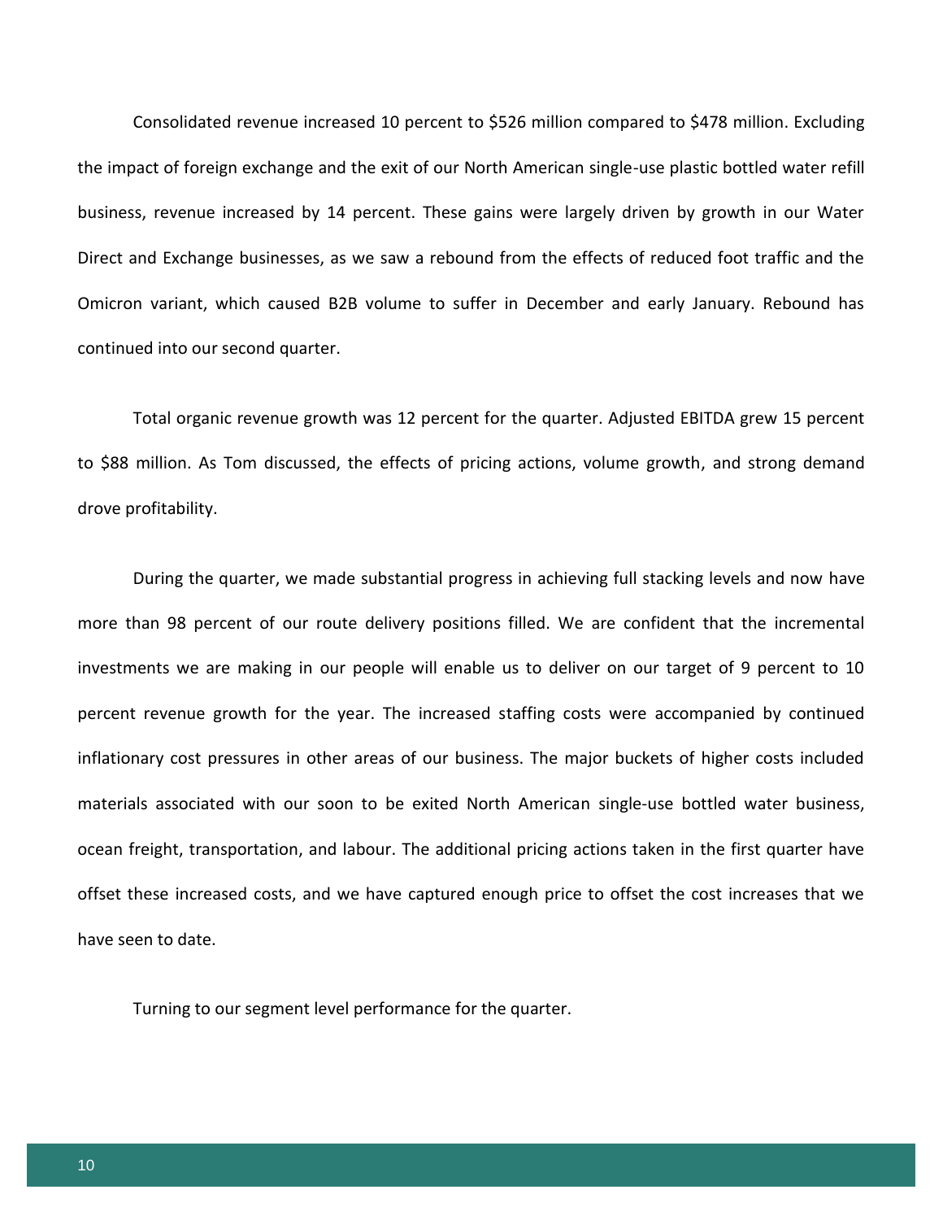Consolidated revenue increased 10 percent to $526 million compared to $478 million. Excluding the impact of foreign exchange and the exit of our North American single-use plastic bottled water refill business, revenue increased by 14 percent. These gains were largely driven by growth in our Water Direct and Exchange businesses, as we saw a rebound from the effects of reduced foot traffic and the Omicron variant, which caused B2B volume to suffer in December and early January. Rebound has continued into our second quarter.

Total organic revenue growth was 12 percent for the quarter. Adjusted EBITDA grew 15 percent to $88 million. As Tom discussed, the effects of pricing actions, volume growth, and strong demand drove profitability.

During the quarter, we made substantial progress in achieving full stacking levels and now have more than 98 percent of our route delivery positions filled. We are confident that the incremental investments we are making in our people will enable us to deliver on our target of 9 percent to 10 percent revenue growth for the year. The increased staffing costs were accompanied by continued inflationary cost pressures in other areas of our business. The major buckets of higher costs included materials associated with our soon to be exited North American single-use bottled water business, ocean freight, transportation, and labour. The additional pricing actions taken in the first quarter have offset these increased costs, and we have captured enough price to offset the cost increases that we have seen to date.

Turning to our segment level performance for the quarter.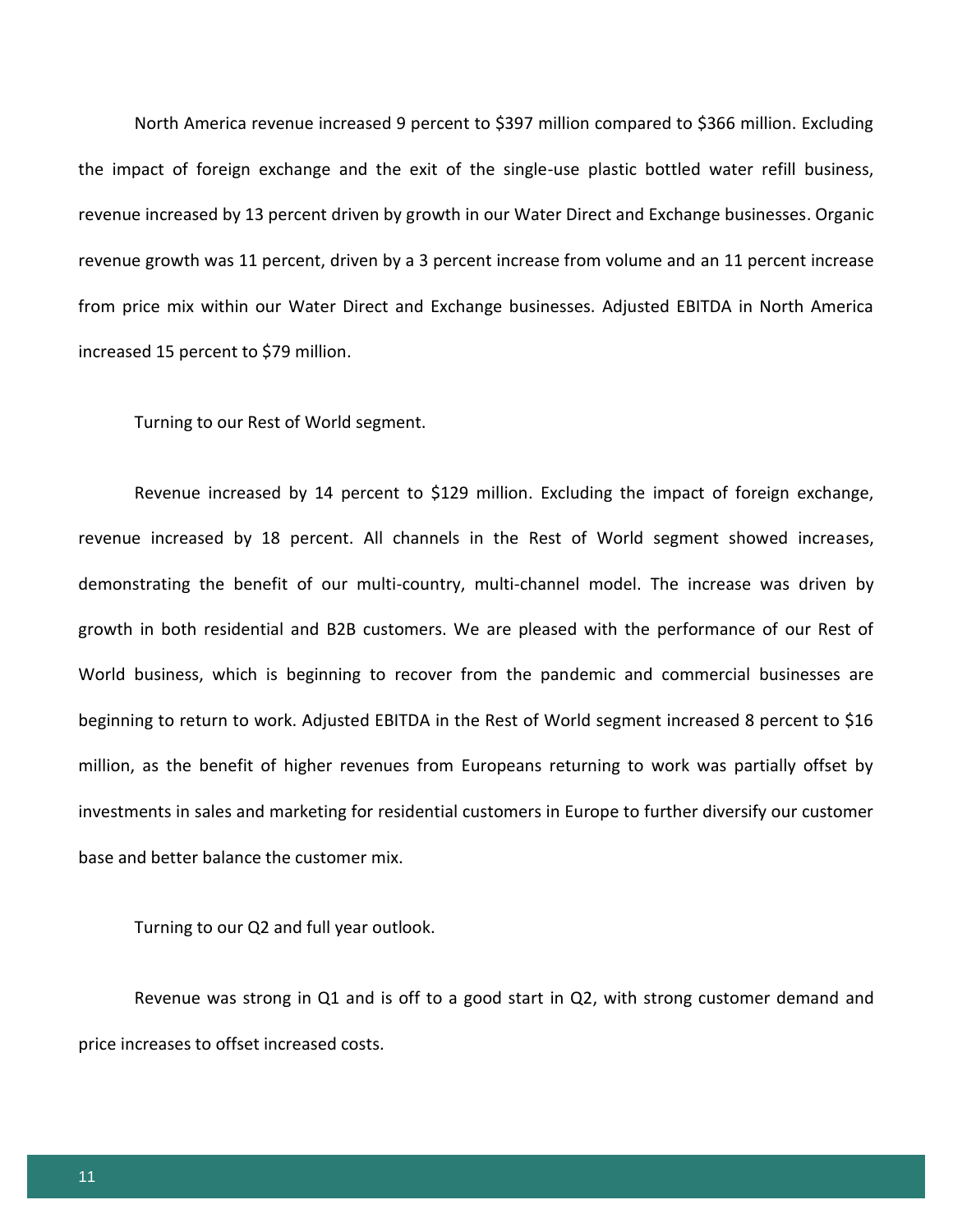North America revenue increased 9 percent to $397 million compared to $366 million. Excluding the impact of foreign exchange and the exit of the single-use plastic bottled water refill business, revenue increased by 13 percent driven by growth in our Water Direct and Exchange businesses. Organic revenue growth was 11 percent, driven by a 3 percent increase from volume and an 11 percent increase from price mix within our Water Direct and Exchange businesses. Adjusted EBITDA in North America increased 15 percent to $79 million.

Turning to our Rest of World segment.

Revenue increased by 14 percent to $129 million. Excluding the impact of foreign exchange, revenue increased by 18 percent. All channels in the Rest of World segment showed increases, demonstrating the benefit of our multi-country, multi-channel model. The increase was driven by growth in both residential and B2B customers. We are pleased with the performance of our Rest of World business, which is beginning to recover from the pandemic and commercial businesses are beginning to return to work. Adjusted EBITDA in the Rest of World segment increased 8 percent to $16 million, as the benefit of higher revenues from Europeans returning to work was partially offset by investments in sales and marketing for residential customers in Europe to further diversify our customer base and better balance the customer mix.

Turning to our Q2 and full year outlook.

Revenue was strong in Q1 and is off to a good start in Q2, with strong customer demand and price increases to offset increased costs.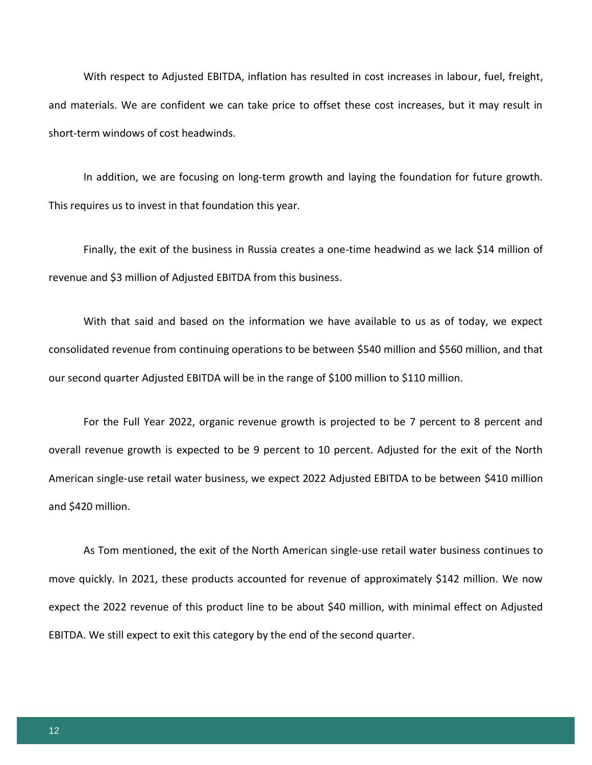With respect to Adjusted EBITDA, inflation has resulted in cost increases in labour, fuel, freight, and materials. We are confident we can take price to offset these cost increases, but it may result in short-term windows of cost headwinds.

In addition, we are focusing on long-term growth and laying the foundation for future growth. This requires us to invest in that foundation this year.

Finally, the exit of the business in Russia creates a one-time headwind as we lack $14 million of revenue and $3 million of Adjusted EBITDA from this business.

With that said and based on the information we have available to us as of today, we expect consolidated revenue from continuing operations to be between $540 million and $560 million, and that our second quarter Adjusted EBITDA will be in the range of $100 million to $110 million.

For the Full Year 2022, organic revenue growth is projected to be 7 percent to 8 percent and overall revenue growth is expected to be 9 percent to 10 percent. Adjusted for the exit of the North American single-use retail water business, we expect 2022 Adjusted EBITDA to be between $410 million and $420 million.

As Tom mentioned, the exit of the North American single-use retail water business continues to move quickly. In 2021, these products accounted for revenue of approximately $142 million. We now expect the 2022 revenue of this product line to be about $40 million, with minimal effect on Adjusted EBITDA. We still expect to exit this category by the end of the second quarter.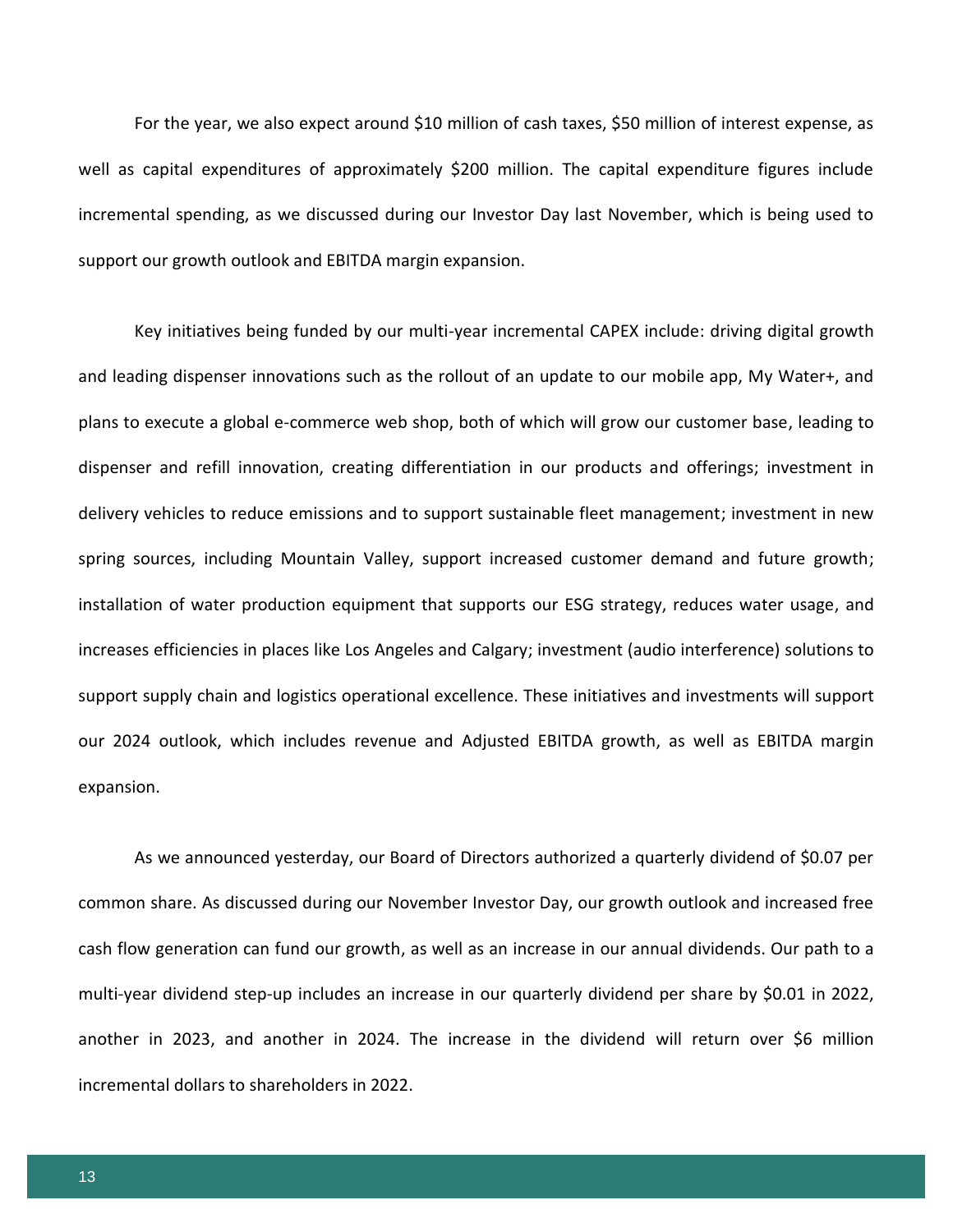For the year, we also expect around $10 million of cash taxes, $50 million of interest expense, as well as capital expenditures of approximately $200 million. The capital expenditure figures include incremental spending, as we discussed during our Investor Day last November, which is being used to support our growth outlook and EBITDA margin expansion.

Key initiatives being funded by our multi-year incremental CAPEX include: driving digital growth and leading dispenser innovations such as the rollout of an update to our mobile app, My Water+, and plans to execute a global e-commerce web shop, both of which will grow our customer base, leading to dispenser and refill innovation, creating differentiation in our products and offerings; investment in delivery vehicles to reduce emissions and to support sustainable fleet management; investment in new spring sources, including Mountain Valley, support increased customer demand and future growth; installation of water production equipment that supports our ESG strategy, reduces water usage, and increases efficiencies in places like Los Angeles and Calgary; investment (audio interference) solutions to support supply chain and logistics operational excellence. These initiatives and investments will support our 2024 outlook, which includes revenue and Adjusted EBITDA growth, as well as EBITDA margin expansion.

As we announced yesterday, our Board of Directors authorized a quarterly dividend of $0.07 per common share. As discussed during our November Investor Day, our growth outlook and increased free cash flow generation can fund our growth, as well as an increase in our annual dividends. Our path to a multi-year dividend step-up includes an increase in our quarterly dividend per share by $0.01 in 2022, another in 2023, and another in 2024. The increase in the dividend will return over $6 million incremental dollars to shareholders in 2022.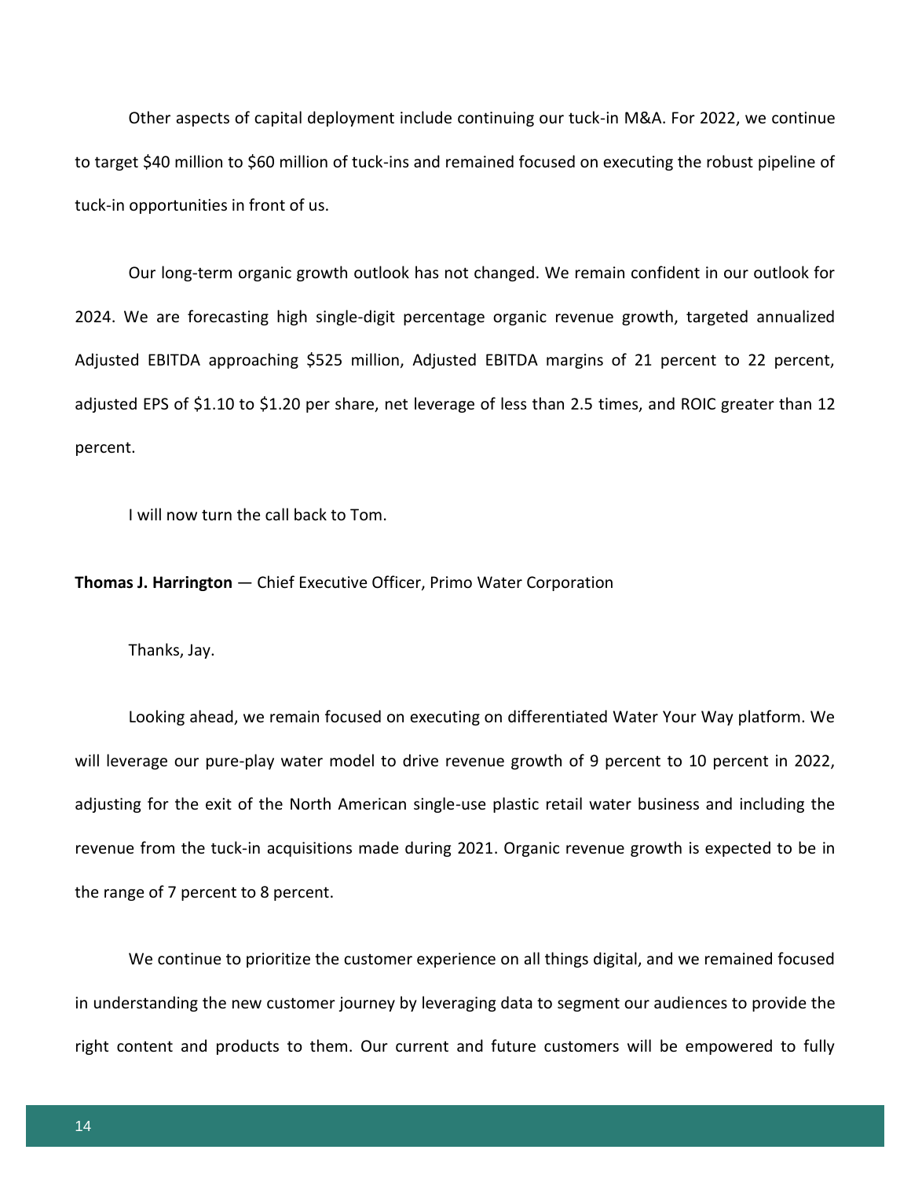Other aspects of capital deployment include continuing our tuck-in M&A. For 2022, we continue to target $40 million to $60 million of tuck-ins and remained focused on executing the robust pipeline of tuck-in opportunities in front of us.

Our long-term organic growth outlook has not changed. We remain confident in our outlook for 2024. We are forecasting high single-digit percentage organic revenue growth, targeted annualized Adjusted EBITDA approaching $525 million, Adjusted EBITDA margins of 21 percent to 22 percent, adjusted EPS of $1.10 to $1.20 per share, net leverage of less than 2.5 times, and ROIC greater than 12 percent.

I will now turn the call back to Tom.

**Thomas J. Harrington** — Chief Executive Officer, Primo Water Corporation

Thanks, Jay.

Looking ahead, we remain focused on executing on differentiated Water Your Way platform. We will leverage our pure-play water model to drive revenue growth of 9 percent to 10 percent in 2022, adjusting for the exit of the North American single-use plastic retail water business and including the revenue from the tuck-in acquisitions made during 2021. Organic revenue growth is expected to be in the range of 7 percent to 8 percent.

We continue to prioritize the customer experience on all things digital, and we remained focused in understanding the new customer journey by leveraging data to segment our audiences to provide the right content and products to them. Our current and future customers will be empowered to fully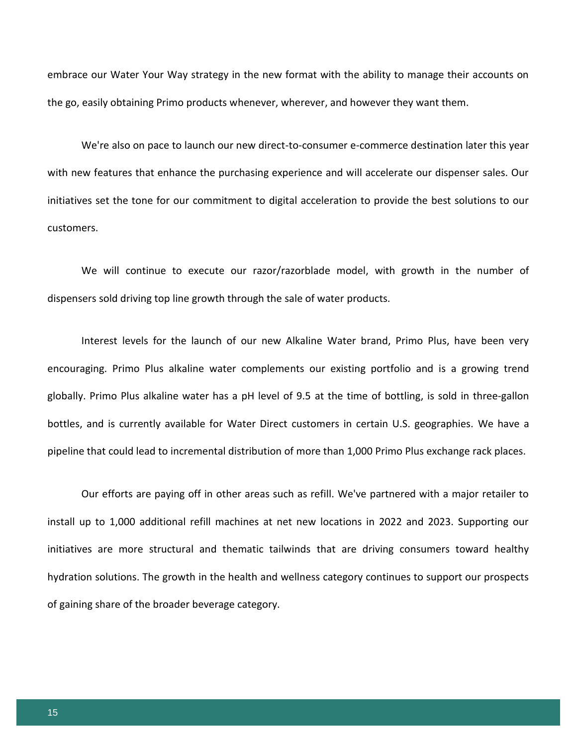embrace our Water Your Way strategy in the new format with the ability to manage their accounts on the go, easily obtaining Primo products whenever, wherever, and however they want them.

We're also on pace to launch our new direct-to-consumer e-commerce destination later this year with new features that enhance the purchasing experience and will accelerate our dispenser sales. Our initiatives set the tone for our commitment to digital acceleration to provide the best solutions to our customers.

We will continue to execute our razor/razorblade model, with growth in the number of dispensers sold driving top line growth through the sale of water products.

Interest levels for the launch of our new Alkaline Water brand, Primo Plus, have been very encouraging. Primo Plus alkaline water complements our existing portfolio and is a growing trend globally. Primo Plus alkaline water has a pH level of 9.5 at the time of bottling, is sold in three-gallon bottles, and is currently available for Water Direct customers in certain U.S. geographies. We have a pipeline that could lead to incremental distribution of more than 1,000 Primo Plus exchange rack places.

Our efforts are paying off in other areas such as refill. We've partnered with a major retailer to install up to 1,000 additional refill machines at net new locations in 2022 and 2023. Supporting our initiatives are more structural and thematic tailwinds that are driving consumers toward healthy hydration solutions. The growth in the health and wellness category continues to support our prospects of gaining share of the broader beverage category.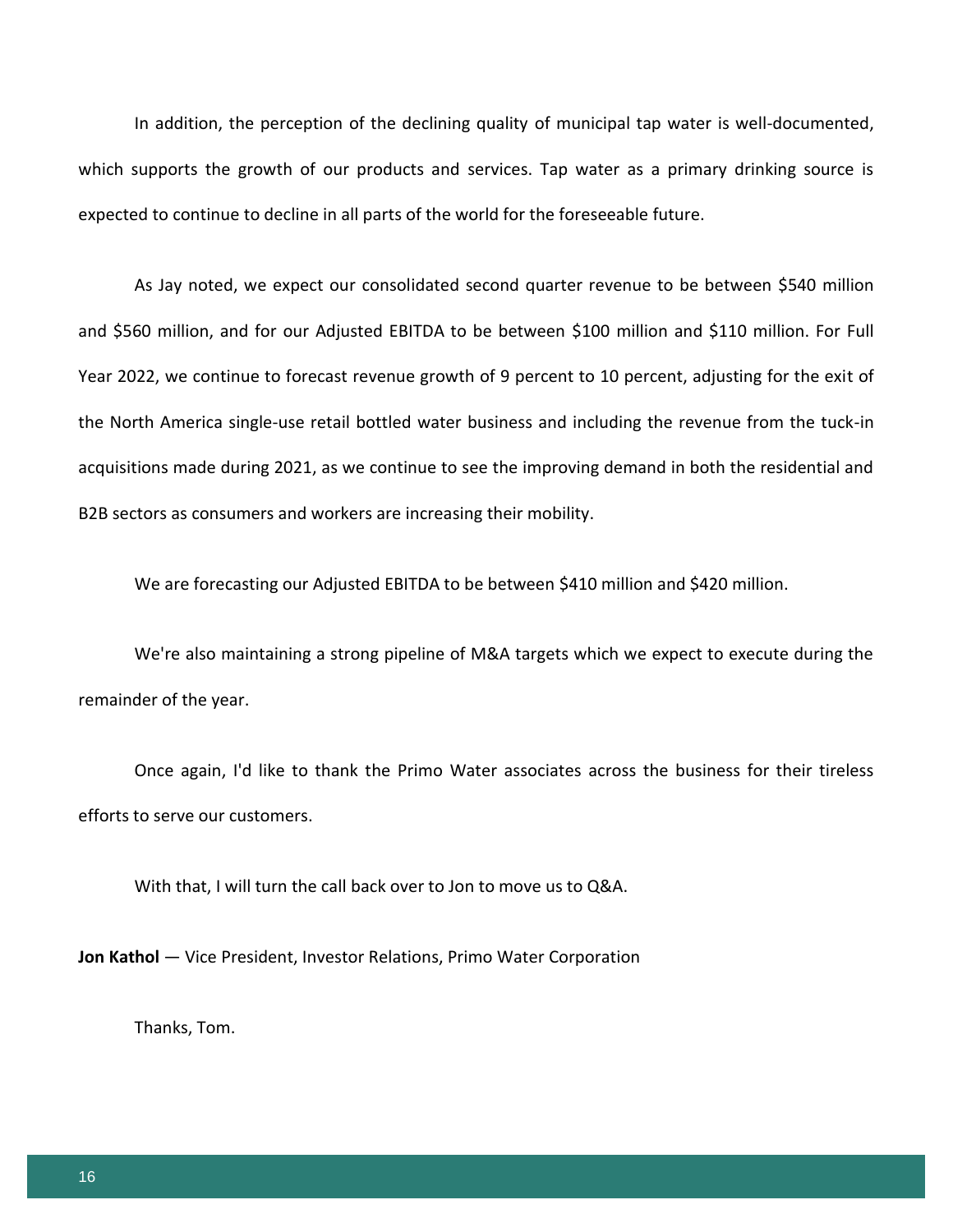In addition, the perception of the declining quality of municipal tap water is well-documented, which supports the growth of our products and services. Tap water as a primary drinking source is expected to continue to decline in all parts of the world for the foreseeable future.

As Jay noted, we expect our consolidated second quarter revenue to be between $540 million and $560 million, and for our Adjusted EBITDA to be between $100 million and $110 million. For Full Year 2022, we continue to forecast revenue growth of 9 percent to 10 percent, adjusting for the exit of the North America single-use retail bottled water business and including the revenue from the tuck-in acquisitions made during 2021, as we continue to see the improving demand in both the residential and B2B sectors as consumers and workers are increasing their mobility.

We are forecasting our Adjusted EBITDA to be between $410 million and $420 million.

We're also maintaining a strong pipeline of M&A targets which we expect to execute during the remainder of the year.

Once again, I'd like to thank the Primo Water associates across the business for their tireless efforts to serve our customers.

With that, I will turn the call back over to Jon to move us to Q&A.

**Jon Kathol** — Vice President, Investor Relations, Primo Water Corporation

Thanks, Tom.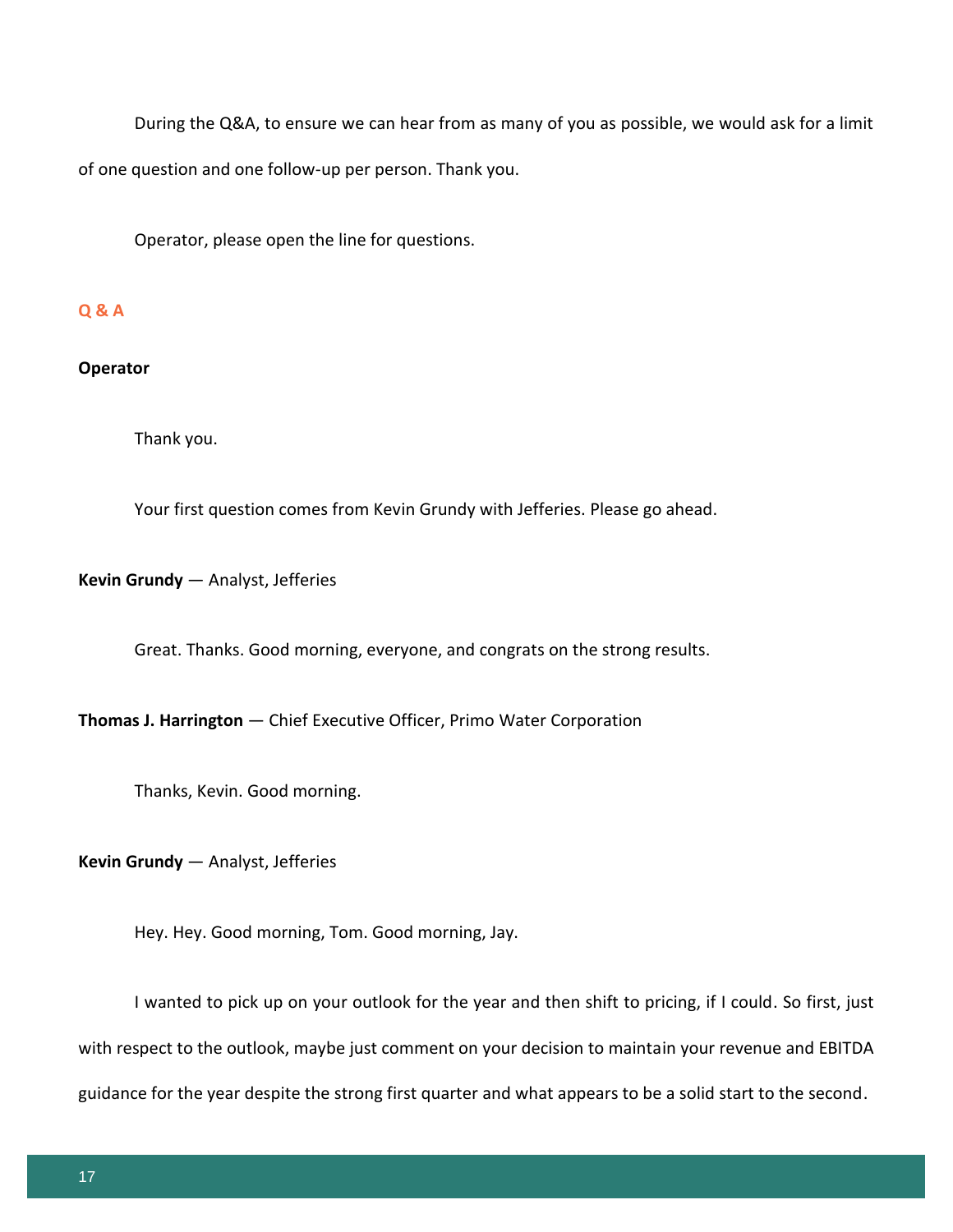During the Q&A, to ensure we can hear from as many of you as possible, we would ask for a limit of one question and one follow-up per person. Thank you.

Operator, please open the line for questions.

## Q & A

**Operator**

Thank you.

Your first question comes from Kevin Grundy with Jefferies. Please go ahead.

**Kevin Grundy** — Analyst, Jefferies

Great. Thanks. Good morning, everyone, and congrats on the strong results.

**Thomas J. Harrington** — Chief Executive Officer, Primo Water Corporation

Thanks, Kevin. Good morning.

**Kevin Grundy** — Analyst, Jefferies

Hey. Hey. Good morning, Tom. Good morning, Jay.

I wanted to pick up on your outlook for the year and then shift to pricing, if I could. So first, just with respect to the outlook, maybe just comment on your decision to maintain your revenue and EBITDA guidance for the year despite the strong first quarter and what appears to be a solid start to the second.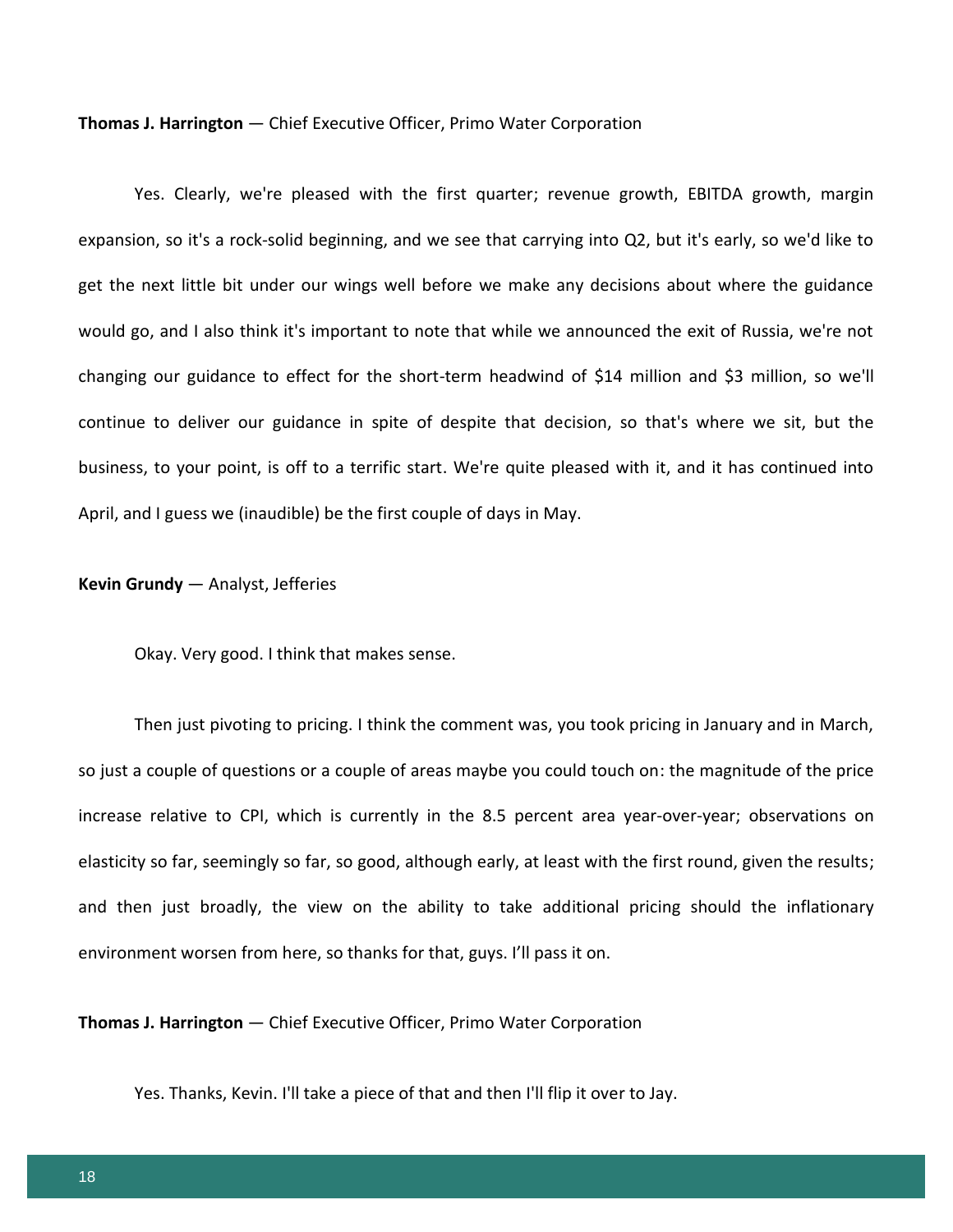**Thomas J. Harrington** — Chief Executive Officer, Primo Water Corporation

Yes. Clearly, we're pleased with the first quarter; revenue growth, EBITDA growth, margin expansion, so it's a rock-solid beginning, and we see that carrying into Q2, but it's early, so we'd like to get the next little bit under our wings well before we make any decisions about where the guidance would go, and I also think it's important to note that while we announced the exit of Russia, we're not changing our guidance to effect for the short-term headwind of $14 million and $3 million, so we'll continue to deliver our guidance in spite of despite that decision, so that's where we sit, but the business, to your point, is off to a terrific start. We're quite pleased with it, and it has continued into April, and I guess we (inaudible) be the first couple of days in May.

**Kevin Grundy** — Analyst, Jefferies

Okay. Very good. I think that makes sense.

Then just pivoting to pricing. I think the comment was, you took pricing in January and in March, so just a couple of questions or a couple of areas maybe you could touch on: the magnitude of the price increase relative to CPI, which is currently in the 8.5 percent area year-over-year; observations on elasticity so far, seemingly so far, so good, although early, at least with the first round, given the results; and then just broadly, the view on the ability to take additional pricing should the inflationary environment worsen from here, so thanks for that, guys. I'll pass it on.

**Thomas J. Harrington** — Chief Executive Officer, Primo Water Corporation

Yes. Thanks, Kevin. I'll take a piece of that and then I'll flip it over to Jay.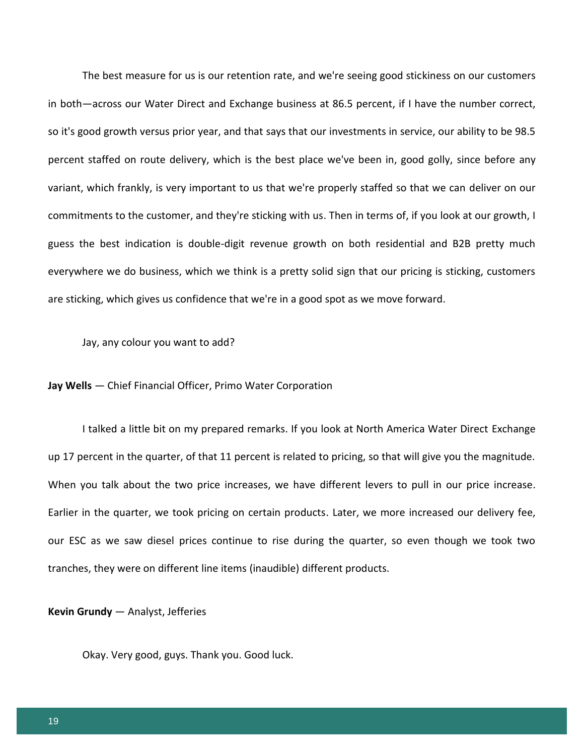The best measure for us is our retention rate, and we're seeing good stickiness on our customers in both—across our Water Direct and Exchange business at 86.5 percent, if I have the number correct, so it's good growth versus prior year, and that says that our investments in service, our ability to be 98.5 percent staffed on route delivery, which is the best place we've been in, good golly, since before any variant, which frankly, is very important to us that we're properly staffed so that we can deliver on our commitments to the customer, and they're sticking with us. Then in terms of, if you look at our growth, I guess the best indication is double-digit revenue growth on both residential and B2B pretty much everywhere we do business, which we think is a pretty solid sign that our pricing is sticking, customers are sticking, which gives us confidence that we're in a good spot as we move forward.

Jay, any colour you want to add?

**Jay Wells** — Chief Financial Officer, Primo Water Corporation

I talked a little bit on my prepared remarks. If you look at North America Water Direct Exchange up 17 percent in the quarter, of that 11 percent is related to pricing, so that will give you the magnitude. When you talk about the two price increases, we have different levers to pull in our price increase. Earlier in the quarter, we took pricing on certain products. Later, we more increased our delivery fee, our ESC as we saw diesel prices continue to rise during the quarter, so even though we took two tranches, they were on different line items (inaudible) different products.

**Kevin Grundy** — Analyst, Jefferies

Okay. Very good, guys. Thank you. Good luck.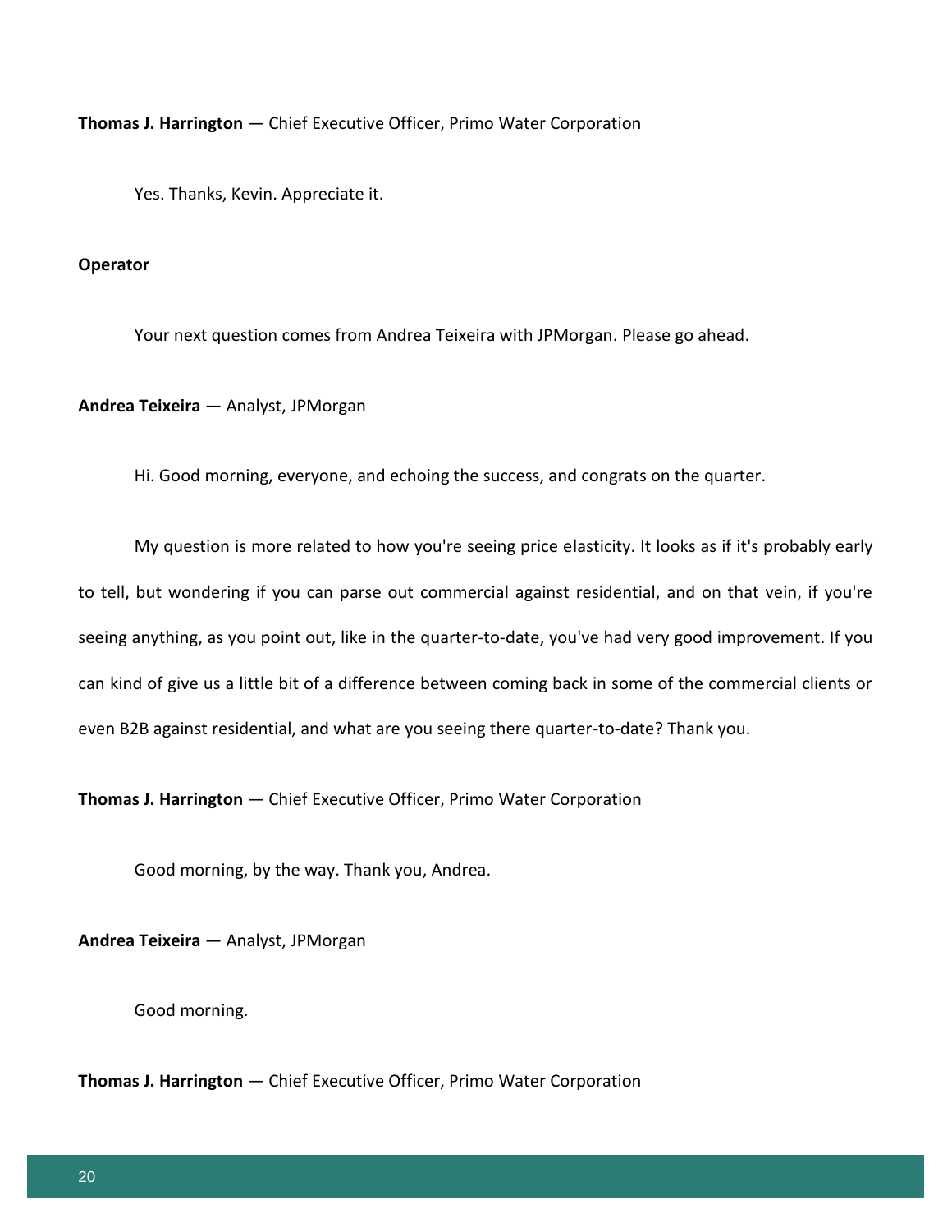**Thomas J. Harrington** — Chief Executive Officer, Primo Water Corporation

Yes. Thanks, Kevin. Appreciate it.

**Operator**

Your next question comes from Andrea Teixeira with JPMorgan. Please go ahead.

**Andrea Teixeira** — Analyst, JPMorgan

Hi. Good morning, everyone, and echoing the success, and congrats on the quarter.

My question is more related to how you're seeing price elasticity. It looks as if it's probably early to tell, but wondering if you can parse out commercial against residential, and on that vein, if you're seeing anything, as you point out, like in the quarter-to-date, you've had very good improvement. If you can kind of give us a little bit of a difference between coming back in some of the commercial clients or even B2B against residential, and what are you seeing there quarter-to-date? Thank you.

**Thomas J. Harrington** — Chief Executive Officer, Primo Water Corporation

Good morning, by the way. Thank you, Andrea.

**Andrea Teixeira** — Analyst, JPMorgan

Good morning.

**Thomas J. Harrington** — Chief Executive Officer, Primo Water Corporation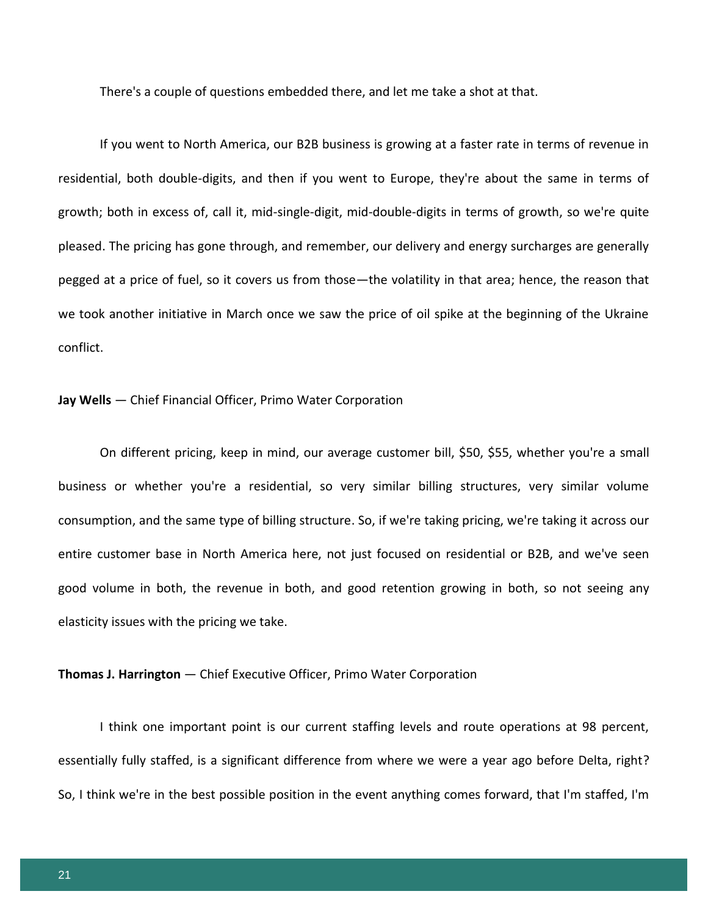There's a couple of questions embedded there, and let me take a shot at that.

If you went to North America, our B2B business is growing at a faster rate in terms of revenue in residential, both double-digits, and then if you went to Europe, they're about the same in terms of growth; both in excess of, call it, mid-single-digit, mid-double-digits in terms of growth, so we're quite pleased. The pricing has gone through, and remember, our delivery and energy surcharges are generally pegged at a price of fuel, so it covers us from those—the volatility in that area; hence, the reason that we took another initiative in March once we saw the price of oil spike at the beginning of the Ukraine conflict.

**Jay Wells** — Chief Financial Officer, Primo Water Corporation

On different pricing, keep in mind, our average customer bill, $50, $55, whether you're a small business or whether you're a residential, so very similar billing structures, very similar volume consumption, and the same type of billing structure. So, if we're taking pricing, we're taking it across our entire customer base in North America here, not just focused on residential or B2B, and we've seen good volume in both, the revenue in both, and good retention growing in both, so not seeing any elasticity issues with the pricing we take.

**Thomas J. Harrington** — Chief Executive Officer, Primo Water Corporation

I think one important point is our current staffing levels and route operations at 98 percent, essentially fully staffed, is a significant difference from where we were a year ago before Delta, right? So, I think we're in the best possible position in the event anything comes forward, that I'm staffed, I'm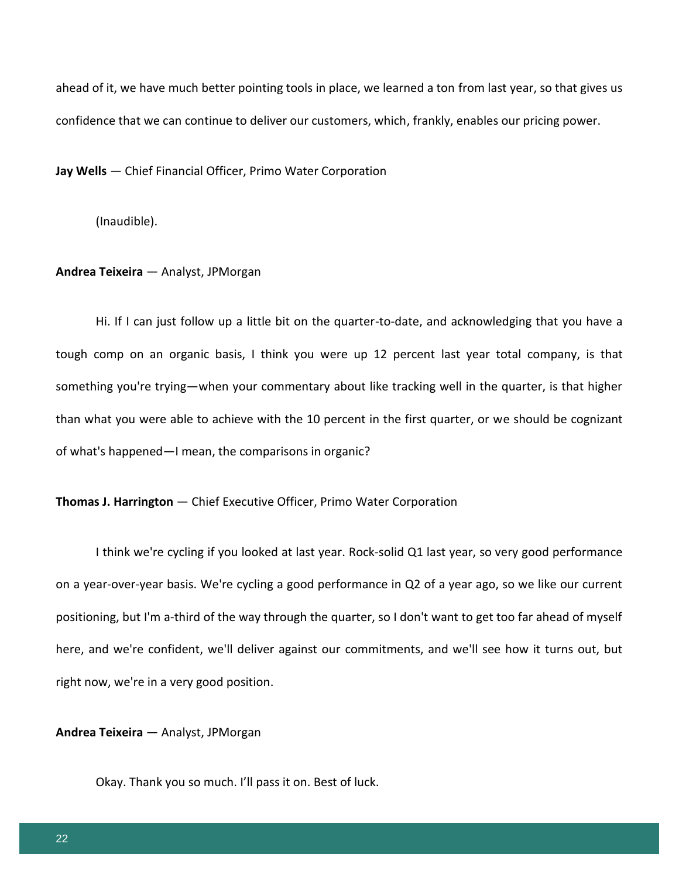ahead of it, we have much better pointing tools in place, we learned a ton from last year, so that gives us confidence that we can continue to deliver our customers, which, frankly, enables our pricing power.

**Jay Wells** — Chief Financial Officer, Primo Water Corporation

(Inaudible).

**Andrea Teixeira** — Analyst, JPMorgan

Hi. If I can just follow up a little bit on the quarter-to-date, and acknowledging that you have a tough comp on an organic basis, I think you were up 12 percent last year total company, is that something you're trying—when your commentary about like tracking well in the quarter, is that higher than what you were able to achieve with the 10 percent in the first quarter, or we should be cognizant of what's happened—I mean, the comparisons in organic?

**Thomas J. Harrington** — Chief Executive Officer, Primo Water Corporation

I think we're cycling if you looked at last year. Rock-solid Q1 last year, so very good performance on a year-over-year basis. We're cycling a good performance in Q2 of a year ago, so we like our current positioning, but I'm a-third of the way through the quarter, so I don't want to get too far ahead of myself here, and we're confident, we'll deliver against our commitments, and we'll see how it turns out, but right now, we're in a very good position.

**Andrea Teixeira** — Analyst, JPMorgan

Okay. Thank you so much. I'll pass it on. Best of luck.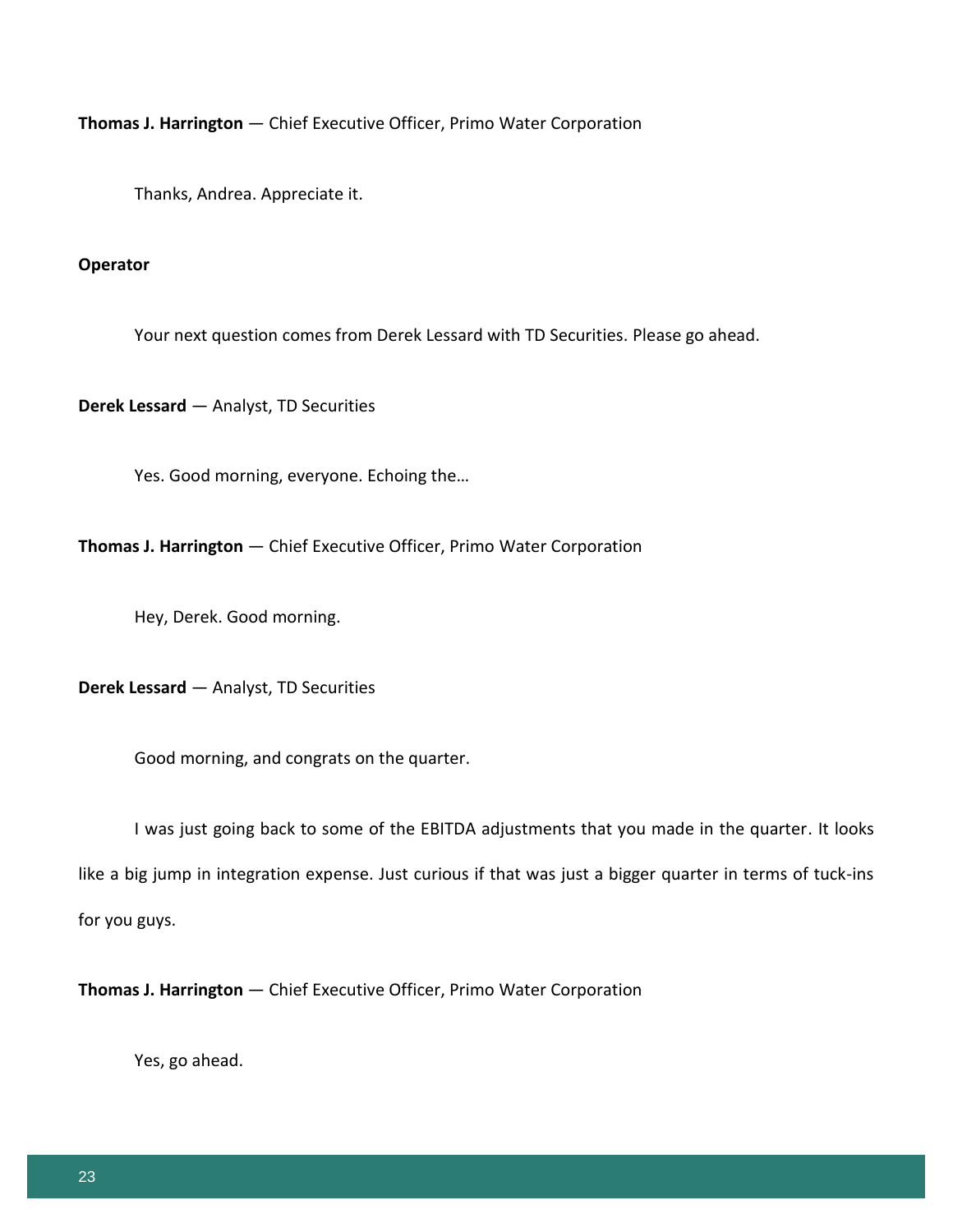**Thomas J. Harrington** — Chief Executive Officer, Primo Water Corporation

Thanks, Andrea. Appreciate it.

**Operator**

Your next question comes from Derek Lessard with TD Securities. Please go ahead.

**Derek Lessard** — Analyst, TD Securities

Yes. Good morning, everyone. Echoing the…

**Thomas J. Harrington** — Chief Executive Officer, Primo Water Corporation

Hey, Derek. Good morning.

**Derek Lessard** — Analyst, TD Securities

Good morning, and congrats on the quarter.

I was just going back to some of the EBITDA adjustments that you made in the quarter. It looks like a big jump in integration expense. Just curious if that was just a bigger quarter in terms of tuck-ins for you guys.

**Thomas J. Harrington** — Chief Executive Officer, Primo Water Corporation

Yes, go ahead.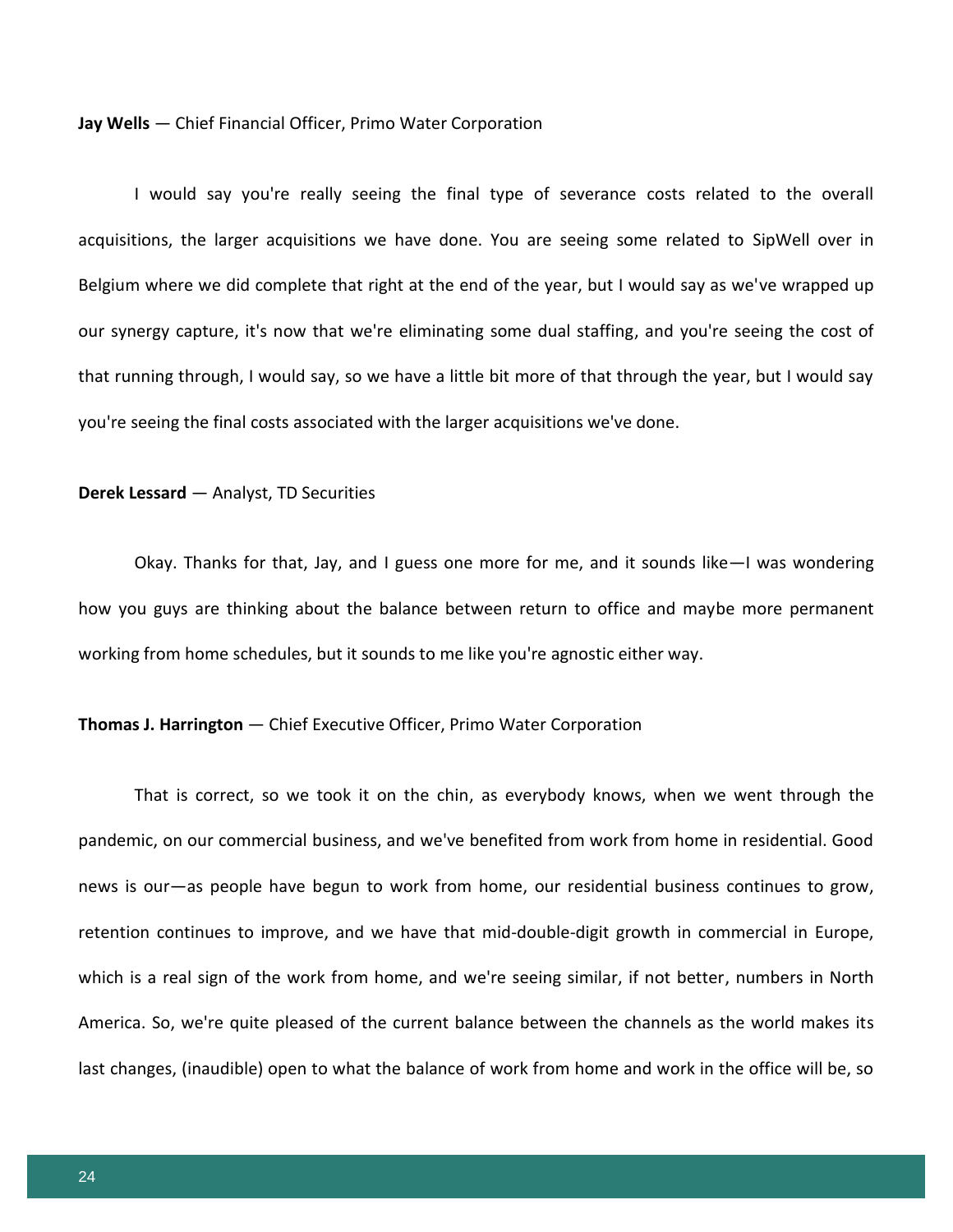**Jay Wells** — Chief Financial Officer, Primo Water Corporation

I would say you're really seeing the final type of severance costs related to the overall acquisitions, the larger acquisitions we have done. You are seeing some related to SipWell over in Belgium where we did complete that right at the end of the year, but I would say as we've wrapped up our synergy capture, it's now that we're eliminating some dual staffing, and you're seeing the cost of that running through, I would say, so we have a little bit more of that through the year, but I would say you're seeing the final costs associated with the larger acquisitions we've done.

**Derek Lessard** — Analyst, TD Securities

Okay. Thanks for that, Jay, and I guess one more for me, and it sounds like—I was wondering how you guys are thinking about the balance between return to office and maybe more permanent working from home schedules, but it sounds to me like you're agnostic either way.

**Thomas J. Harrington** — Chief Executive Officer, Primo Water Corporation

That is correct, so we took it on the chin, as everybody knows, when we went through the pandemic, on our commercial business, and we've benefited from work from home in residential. Good news is our—as people have begun to work from home, our residential business continues to grow, retention continues to improve, and we have that mid-double-digit growth in commercial in Europe, which is a real sign of the work from home, and we're seeing similar, if not better, numbers in North America. So, we're quite pleased of the current balance between the channels as the world makes its last changes, (inaudible) open to what the balance of work from home and work in the office will be, so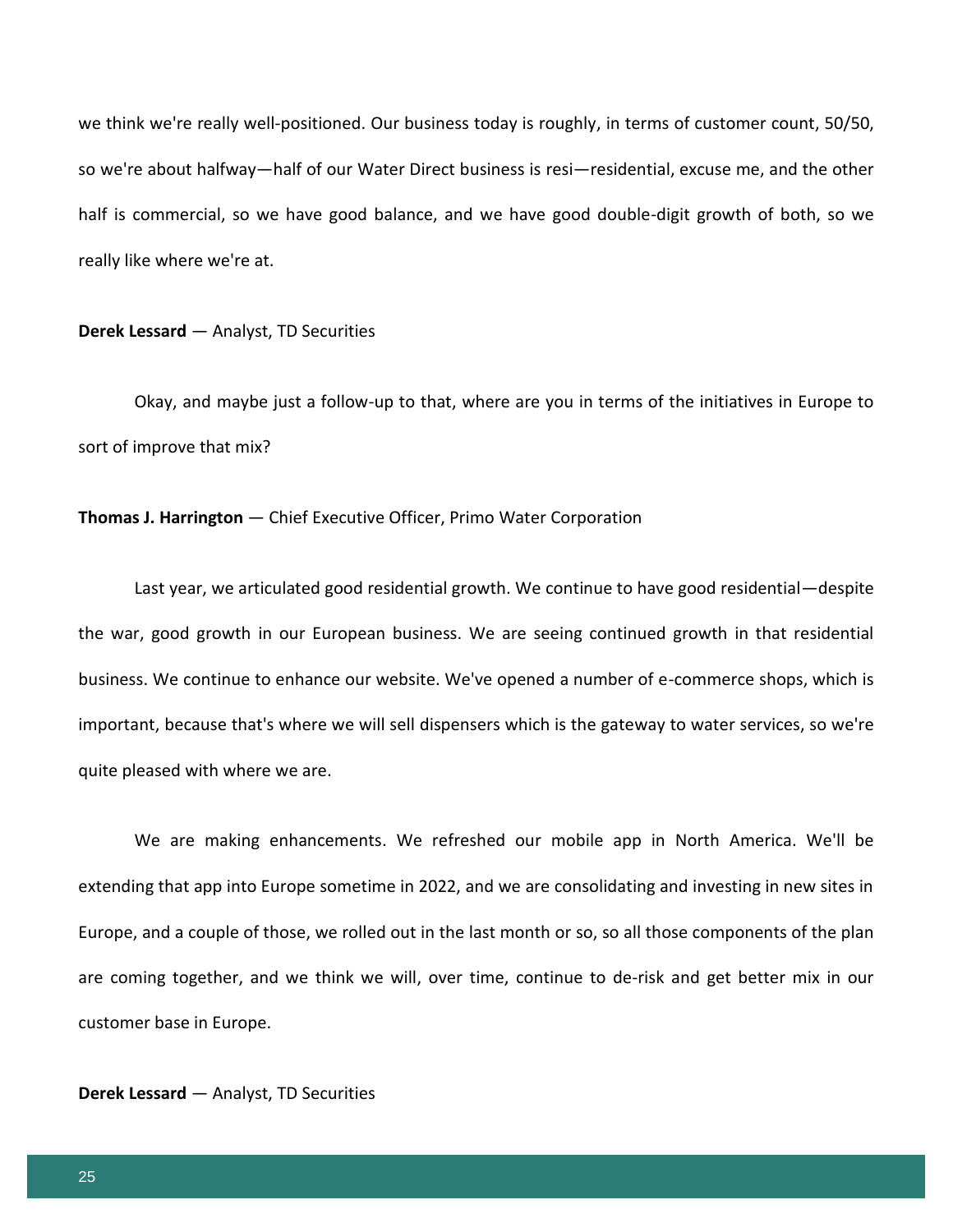we think we're really well-positioned. Our business today is roughly, in terms of customer count, 50/50, so we're about halfway—half of our Water Direct business is resi—residential, excuse me, and the other half is commercial, so we have good balance, and we have good double-digit growth of both, so we really like where we're at.

**Derek Lessard** — Analyst, TD Securities

Okay, and maybe just a follow-up to that, where are you in terms of the initiatives in Europe to sort of improve that mix?

**Thomas J. Harrington** — Chief Executive Officer, Primo Water Corporation

Last year, we articulated good residential growth. We continue to have good residential—despite the war, good growth in our European business. We are seeing continued growth in that residential business. We continue to enhance our website. We've opened a number of e-commerce shops, which is important, because that's where we will sell dispensers which is the gateway to water services, so we're quite pleased with where we are.

We are making enhancements. We refreshed our mobile app in North America. We'll be extending that app into Europe sometime in 2022, and we are consolidating and investing in new sites in Europe, and a couple of those, we rolled out in the last month or so, so all those components of the plan are coming together, and we think we will, over time, continue to de-risk and get better mix in our customer base in Europe.

**Derek Lessard** — Analyst, TD Securities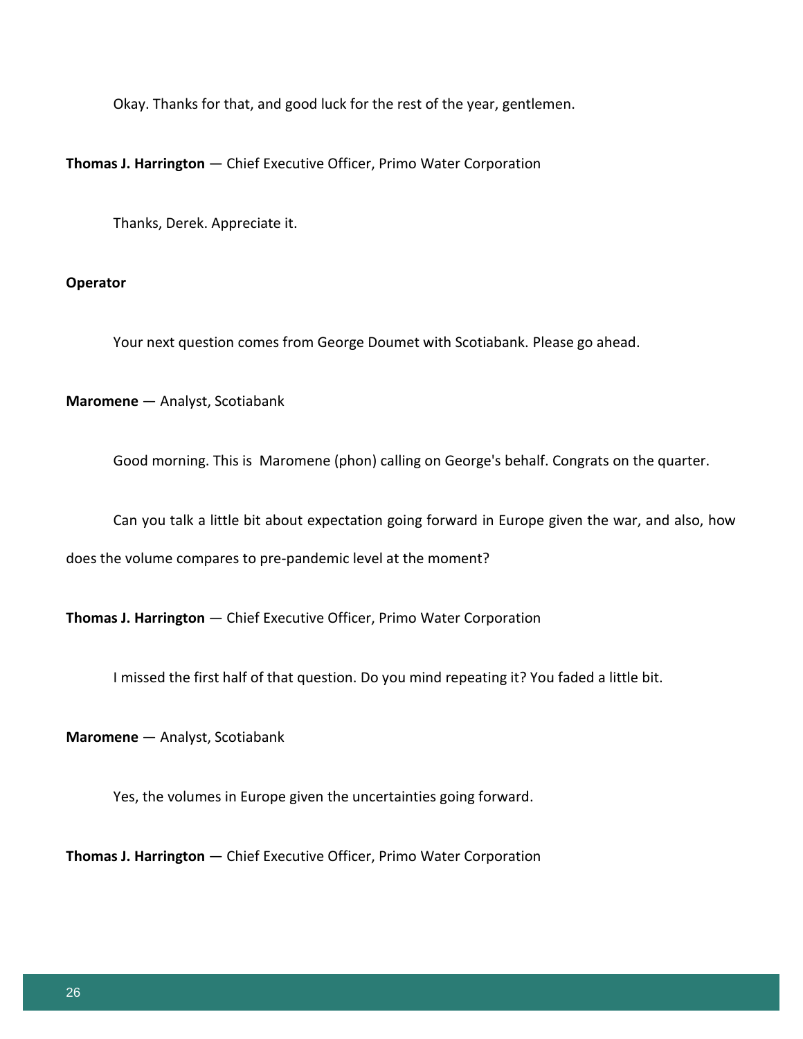Okay. Thanks for that, and good luck for the rest of the year, gentlemen.

**Thomas J. Harrington** — Chief Executive Officer, Primo Water Corporation

Thanks, Derek. Appreciate it.

**Operator**

Your next question comes from George Doumet with Scotiabank. Please go ahead.

**Maromene** — Analyst, Scotiabank

Good morning. This is Maromene (phon) calling on George's behalf. Congrats on the quarter.

Can you talk a little bit about expectation going forward in Europe given the war, and also, how does the volume compares to pre-pandemic level at the moment?

**Thomas J. Harrington** — Chief Executive Officer, Primo Water Corporation

I missed the first half of that question. Do you mind repeating it? You faded a little bit.

**Maromene** — Analyst, Scotiabank

Yes, the volumes in Europe given the uncertainties going forward.

**Thomas J. Harrington** — Chief Executive Officer, Primo Water Corporation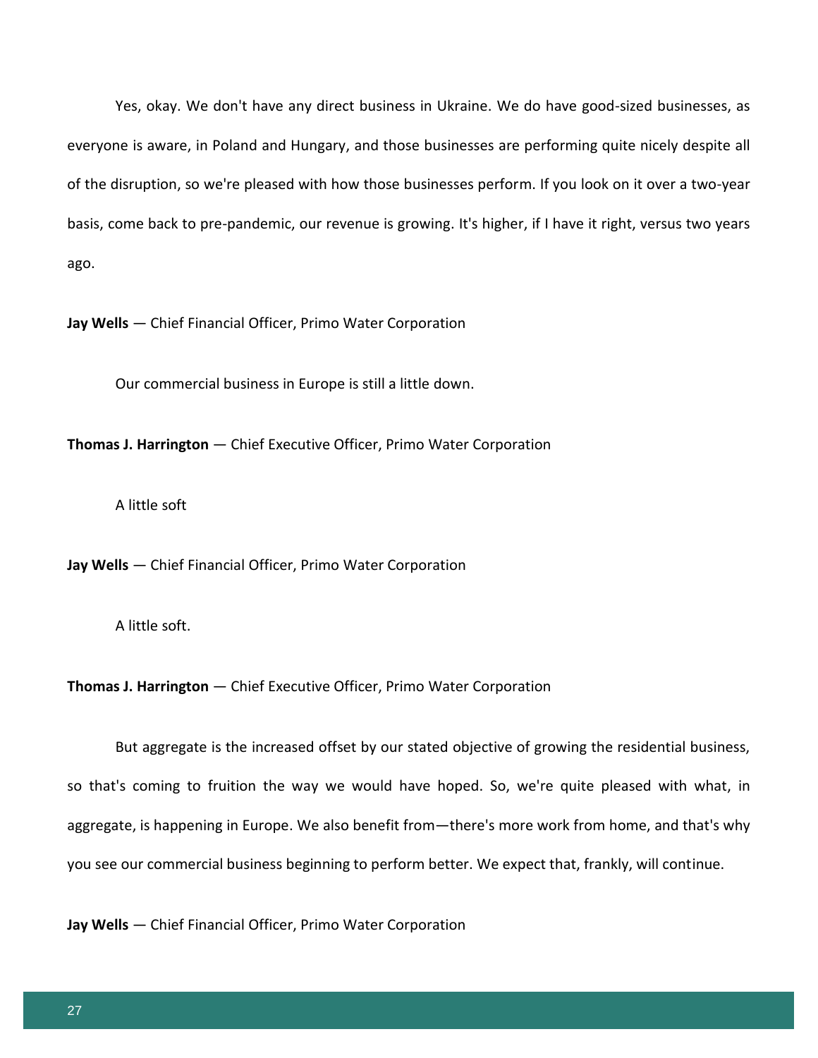Yes, okay. We don't have any direct business in Ukraine. We do have good-sized businesses, as everyone is aware, in Poland and Hungary, and those businesses are performing quite nicely despite all of the disruption, so we're pleased with how those businesses perform. If you look on it over a two-year basis, come back to pre-pandemic, our revenue is growing. It's higher, if I have it right, versus two years ago.

**Jay Wells** — Chief Financial Officer, Primo Water Corporation

Our commercial business in Europe is still a little down.

**Thomas J. Harrington** — Chief Executive Officer, Primo Water Corporation

A little soft

**Jay Wells** — Chief Financial Officer, Primo Water Corporation

A little soft.

**Thomas J. Harrington** — Chief Executive Officer, Primo Water Corporation

But aggregate is the increased offset by our stated objective of growing the residential business, so that's coming to fruition the way we would have hoped. So, we're quite pleased with what, in aggregate, is happening in Europe. We also benefit from—there's more work from home, and that's why you see our commercial business beginning to perform better. We expect that, frankly, will continue.

**Jay Wells** — Chief Financial Officer, Primo Water Corporation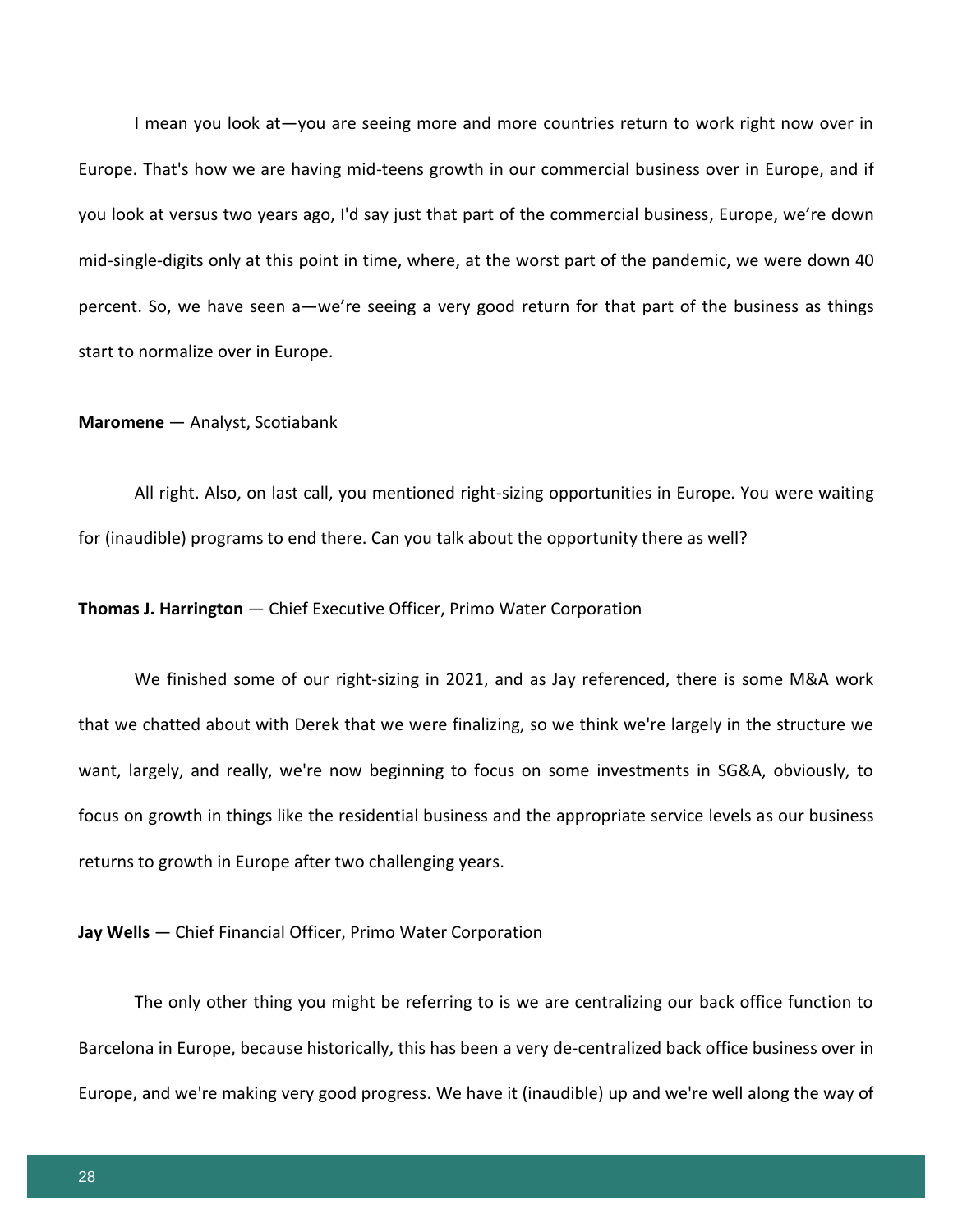I mean you look at—you are seeing more and more countries return to work right now over in Europe. That's how we are having mid-teens growth in our commercial business over in Europe, and if you look at versus two years ago, I'd say just that part of the commercial business, Europe, we're down mid-single-digits only at this point in time, where, at the worst part of the pandemic, we were down 40 percent. So, we have seen a—we're seeing a very good return for that part of the business as things start to normalize over in Europe.

**Maromene** — Analyst, Scotiabank

All right. Also, on last call, you mentioned right-sizing opportunities in Europe. You were waiting for (inaudible) programs to end there. Can you talk about the opportunity there as well?

**Thomas J. Harrington** — Chief Executive Officer, Primo Water Corporation

We finished some of our right-sizing in 2021, and as Jay referenced, there is some M&A work that we chatted about with Derek that we were finalizing, so we think we're largely in the structure we want, largely, and really, we're now beginning to focus on some investments in SG&A, obviously, to focus on growth in things like the residential business and the appropriate service levels as our business returns to growth in Europe after two challenging years.

**Jay Wells** — Chief Financial Officer, Primo Water Corporation

The only other thing you might be referring to is we are centralizing our back office function to Barcelona in Europe, because historically, this has been a very de-centralized back office business over in Europe, and we're making very good progress. We have it (inaudible) up and we're well along the way of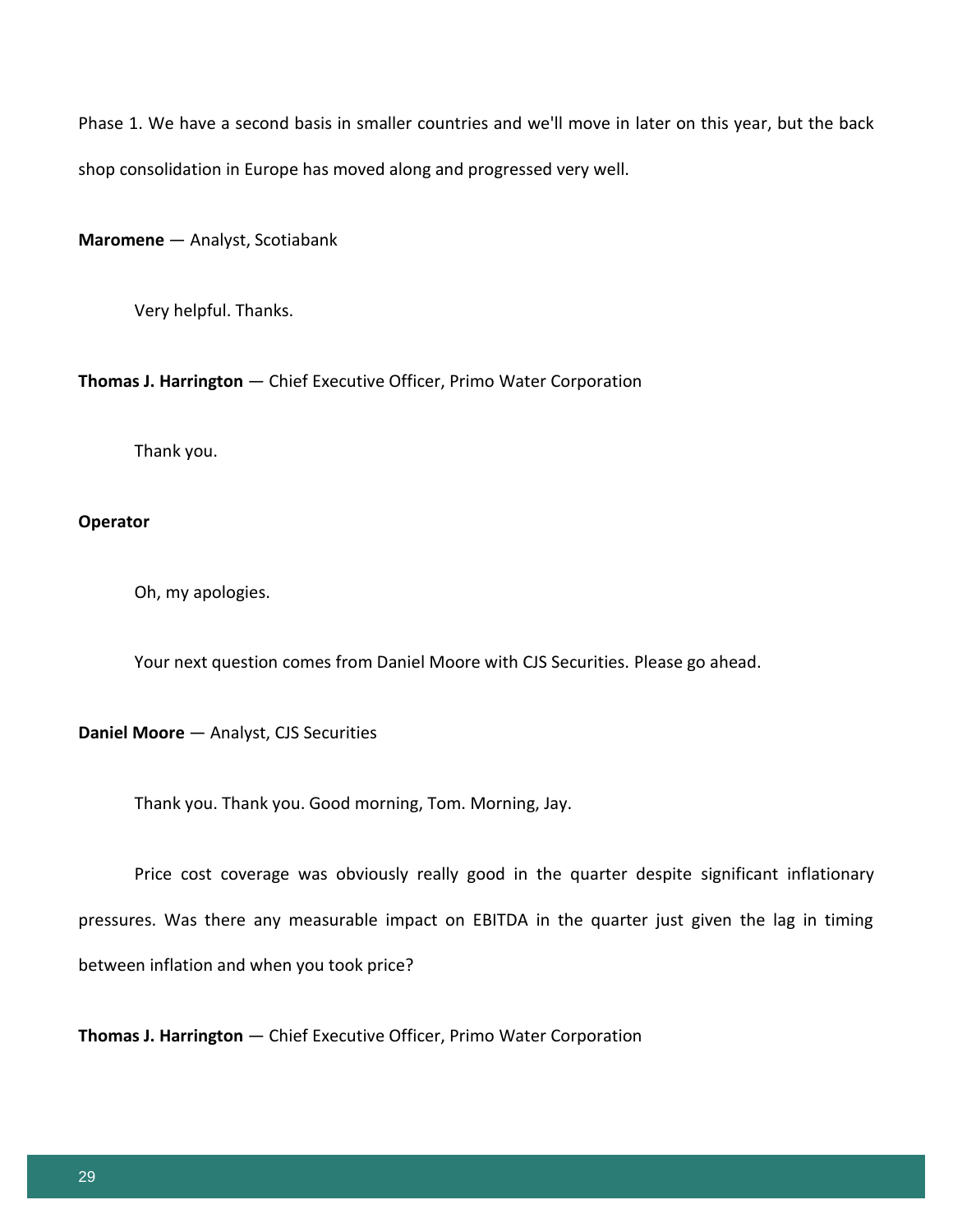Phase 1. We have a second basis in smaller countries and we'll move in later on this year, but the back shop consolidation in Europe has moved along and progressed very well.

**Maromene** — Analyst, Scotiabank

Very helpful. Thanks.

**Thomas J. Harrington** — Chief Executive Officer, Primo Water Corporation

Thank you.

**Operator**

Oh, my apologies.

Your next question comes from Daniel Moore with CJS Securities. Please go ahead.

**Daniel Moore** — Analyst, CJS Securities

Thank you. Thank you. Good morning, Tom. Morning, Jay.

Price cost coverage was obviously really good in the quarter despite significant inflationary pressures. Was there any measurable impact on EBITDA in the quarter just given the lag in timing between inflation and when you took price?

**Thomas J. Harrington** — Chief Executive Officer, Primo Water Corporation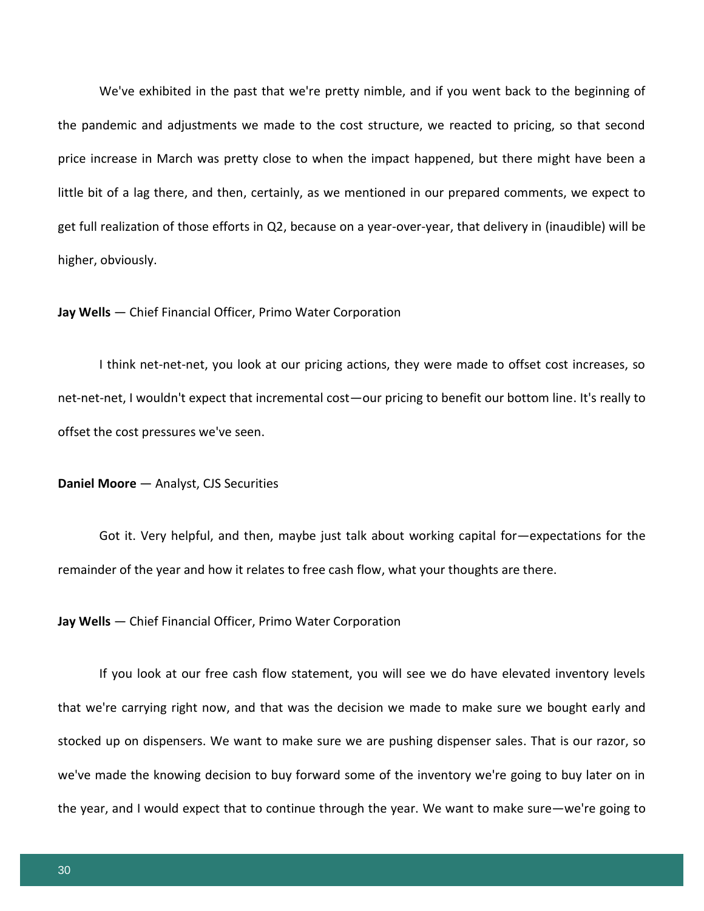We've exhibited in the past that we're pretty nimble, and if you went back to the beginning of the pandemic and adjustments we made to the cost structure, we reacted to pricing, so that second price increase in March was pretty close to when the impact happened, but there might have been a little bit of a lag there, and then, certainly, as we mentioned in our prepared comments, we expect to get full realization of those efforts in Q2, because on a year-over-year, that delivery in (inaudible) will be higher, obviously.

**Jay Wells** — Chief Financial Officer, Primo Water Corporation

I think net-net-net, you look at our pricing actions, they were made to offset cost increases, so net-net-net, I wouldn't expect that incremental cost—our pricing to benefit our bottom line. It's really to offset the cost pressures we've seen.

**Daniel Moore** — Analyst, CJS Securities

Got it. Very helpful, and then, maybe just talk about working capital for—expectations for the remainder of the year and how it relates to free cash flow, what your thoughts are there.

**Jay Wells** — Chief Financial Officer, Primo Water Corporation

If you look at our free cash flow statement, you will see we do have elevated inventory levels that we're carrying right now, and that was the decision we made to make sure we bought early and stocked up on dispensers. We want to make sure we are pushing dispenser sales. That is our razor, so we've made the knowing decision to buy forward some of the inventory we're going to buy later on in the year, and I would expect that to continue through the year. We want to make sure—we're going to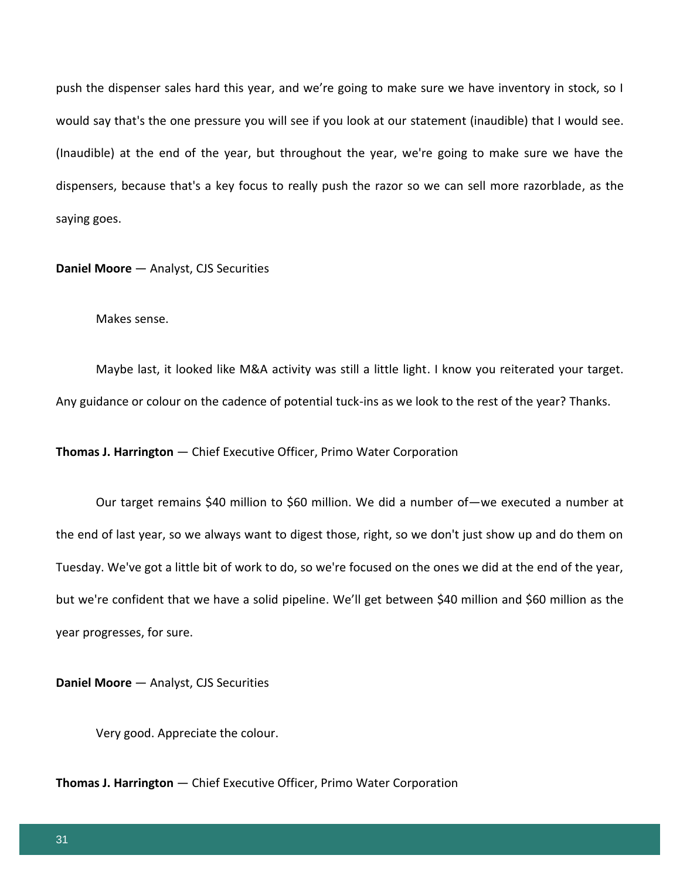push the dispenser sales hard this year, and we're going to make sure we have inventory in stock, so I would say that's the one pressure you will see if you look at our statement (inaudible) that I would see. (Inaudible) at the end of the year, but throughout the year, we're going to make sure we have the dispensers, because that's a key focus to really push the razor so we can sell more razorblade, as the saying goes.

**Daniel Moore** — Analyst, CJS Securities

Makes sense.

Maybe last, it looked like M&A activity was still a little light. I know you reiterated your target. Any guidance or colour on the cadence of potential tuck-ins as we look to the rest of the year? Thanks.

**Thomas J. Harrington** — Chief Executive Officer, Primo Water Corporation

Our target remains \$40 million to \$60 million. We did a number of—we executed a number at the end of last year, so we always want to digest those, right, so we don't just show up and do them on Tuesday. We've got a little bit of work to do, so we're focused on the ones we did at the end of the year, but we're confident that we have a solid pipeline. We'll get between \$40 million and \$60 million as the year progresses, for sure.

**Daniel Moore** — Analyst, CJS Securities

Very good. Appreciate the colour.

**Thomas J. Harrington** — Chief Executive Officer, Primo Water Corporation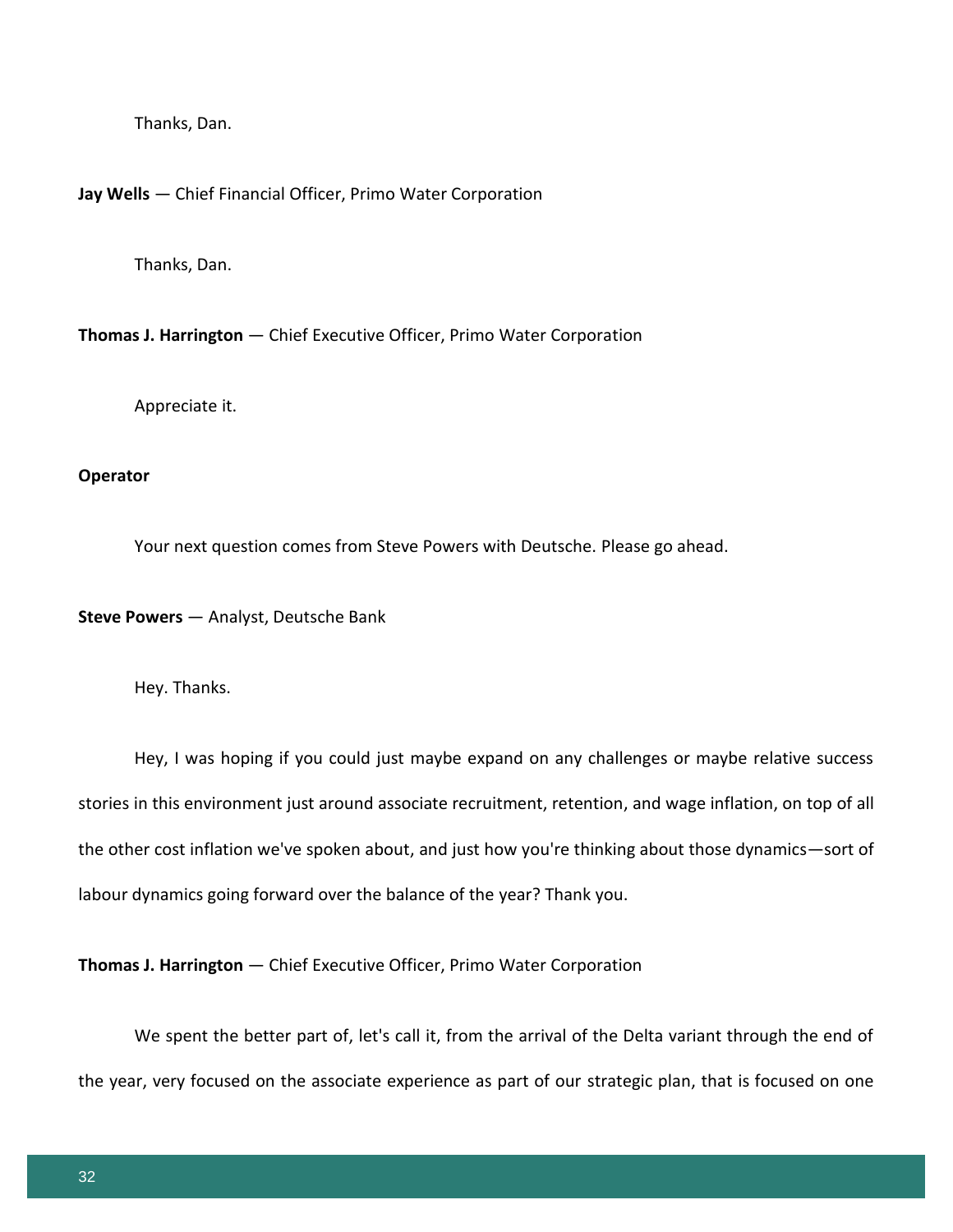Thanks, Dan.

**Jay Wells** — Chief Financial Officer, Primo Water Corporation

Thanks, Dan.

**Thomas J. Harrington** — Chief Executive Officer, Primo Water Corporation

Appreciate it.

**Operator**

Your next question comes from Steve Powers with Deutsche. Please go ahead.

**Steve Powers** — Analyst, Deutsche Bank

Hey. Thanks.

Hey, I was hoping if you could just maybe expand on any challenges or maybe relative success stories in this environment just around associate recruitment, retention, and wage inflation, on top of all the other cost inflation we've spoken about, and just how you're thinking about those dynamics—sort of labour dynamics going forward over the balance of the year? Thank you.

**Thomas J. Harrington** — Chief Executive Officer, Primo Water Corporation

We spent the better part of, let's call it, from the arrival of the Delta variant through the end of the year, very focused on the associate experience as part of our strategic plan, that is focused on one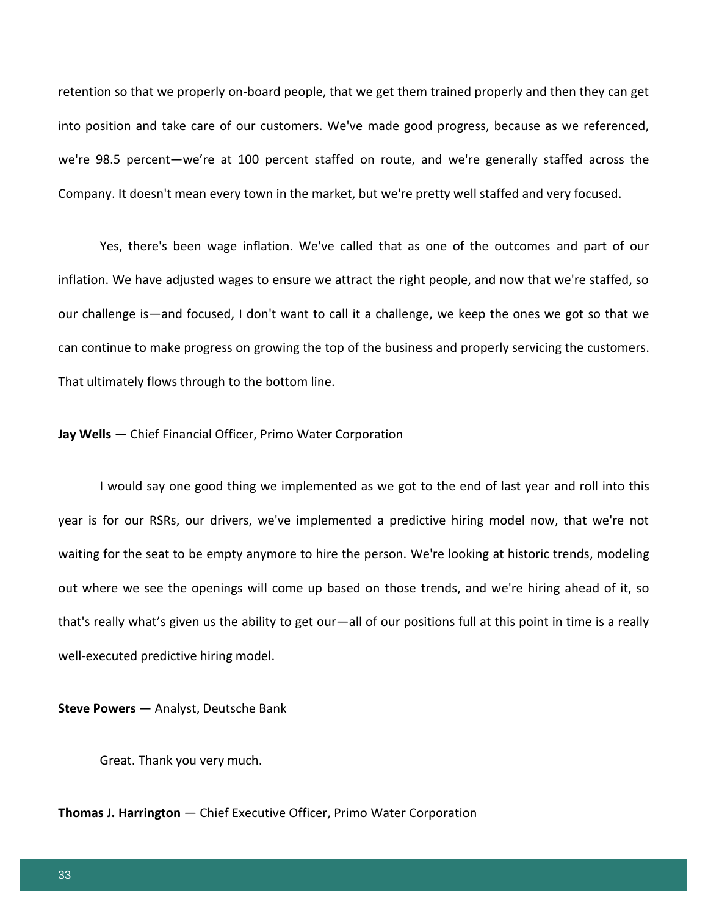retention so that we properly on-board people, that we get them trained properly and then they can get into position and take care of our customers. We've made good progress, because as we referenced, we're 98.5 percent—we're at 100 percent staffed on route, and we're generally staffed across the Company. It doesn't mean every town in the market, but we're pretty well staffed and very focused.

Yes, there's been wage inflation. We've called that as one of the outcomes and part of our inflation. We have adjusted wages to ensure we attract the right people, and now that we're staffed, so our challenge is—and focused, I don't want to call it a challenge, we keep the ones we got so that we can continue to make progress on growing the top of the business and properly servicing the customers. That ultimately flows through to the bottom line.

**Jay Wells** — Chief Financial Officer, Primo Water Corporation

I would say one good thing we implemented as we got to the end of last year and roll into this year is for our RSRs, our drivers, we've implemented a predictive hiring model now, that we're not waiting for the seat to be empty anymore to hire the person. We're looking at historic trends, modeling out where we see the openings will come up based on those trends, and we're hiring ahead of it, so that's really what's given us the ability to get our—all of our positions full at this point in time is a really well-executed predictive hiring model.

**Steve Powers** — Analyst, Deutsche Bank

Great. Thank you very much.

**Thomas J. Harrington** — Chief Executive Officer, Primo Water Corporation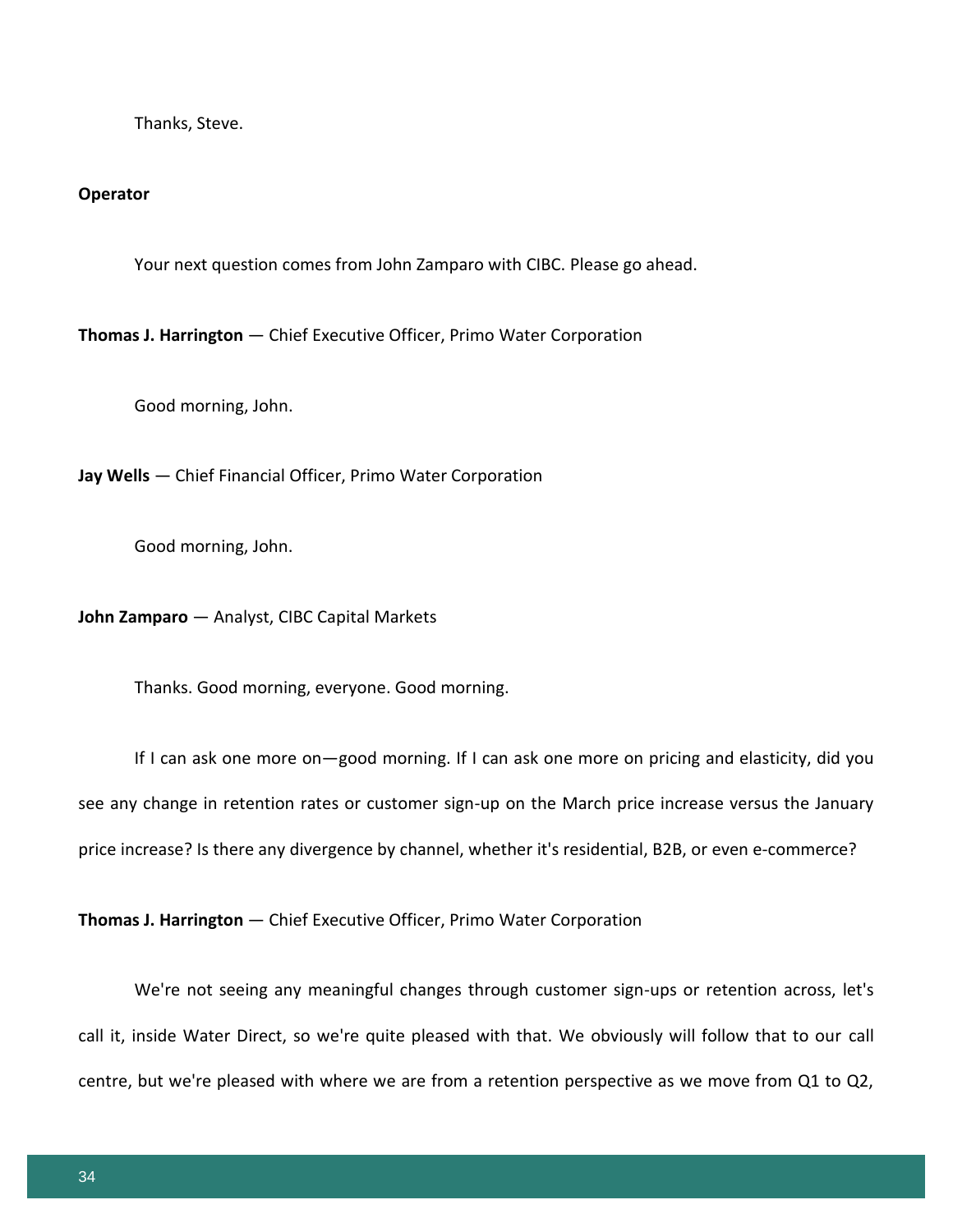Thanks, Steve.

**Operator**

Your next question comes from John Zamparo with CIBC. Please go ahead.

**Thomas J. Harrington** — Chief Executive Officer, Primo Water Corporation

Good morning, John.

**Jay Wells** — Chief Financial Officer, Primo Water Corporation

Good morning, John.

**John Zamparo** — Analyst, CIBC Capital Markets

Thanks. Good morning, everyone. Good morning.

If I can ask one more on—good morning. If I can ask one more on pricing and elasticity, did you see any change in retention rates or customer sign-up on the March price increase versus the January price increase? Is there any divergence by channel, whether it's residential, B2B, or even e-commerce?

**Thomas J. Harrington** — Chief Executive Officer, Primo Water Corporation

We're not seeing any meaningful changes through customer sign-ups or retention across, let's call it, inside Water Direct, so we're quite pleased with that. We obviously will follow that to our call centre, but we're pleased with where we are from a retention perspective as we move from Q1 to Q2,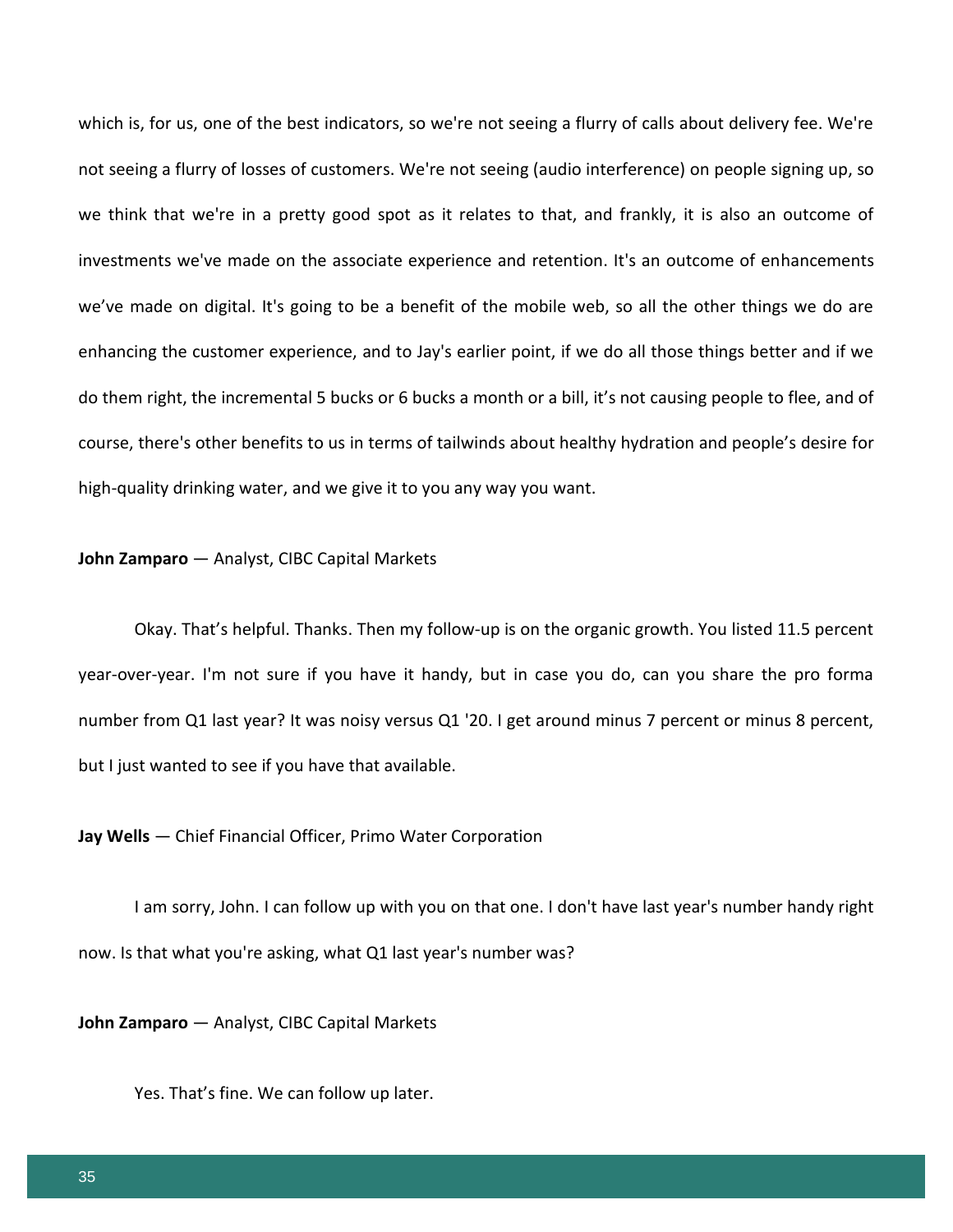which is, for us, one of the best indicators, so we're not seeing a flurry of calls about delivery fee. We're not seeing a flurry of losses of customers. We're not seeing (audio interference) on people signing up, so we think that we're in a pretty good spot as it relates to that, and frankly, it is also an outcome of investments we've made on the associate experience and retention. It's an outcome of enhancements we've made on digital. It's going to be a benefit of the mobile web, so all the other things we do are enhancing the customer experience, and to Jay's earlier point, if we do all those things better and if we do them right, the incremental 5 bucks or 6 bucks a month or a bill, it's not causing people to flee, and of course, there's other benefits to us in terms of tailwinds about healthy hydration and people's desire for high-quality drinking water, and we give it to you any way you want.

**John Zamparo** — Analyst, CIBC Capital Markets

Okay. That's helpful. Thanks. Then my follow-up is on the organic growth. You listed 11.5 percent year-over-year. I'm not sure if you have it handy, but in case you do, can you share the pro forma number from Q1 last year? It was noisy versus Q1 '20. I get around minus 7 percent or minus 8 percent, but I just wanted to see if you have that available.

**Jay Wells** — Chief Financial Officer, Primo Water Corporation

I am sorry, John. I can follow up with you on that one. I don't have last year's number handy right now. Is that what you're asking, what Q1 last year's number was?

**John Zamparo** — Analyst, CIBC Capital Markets

Yes. That's fine. We can follow up later.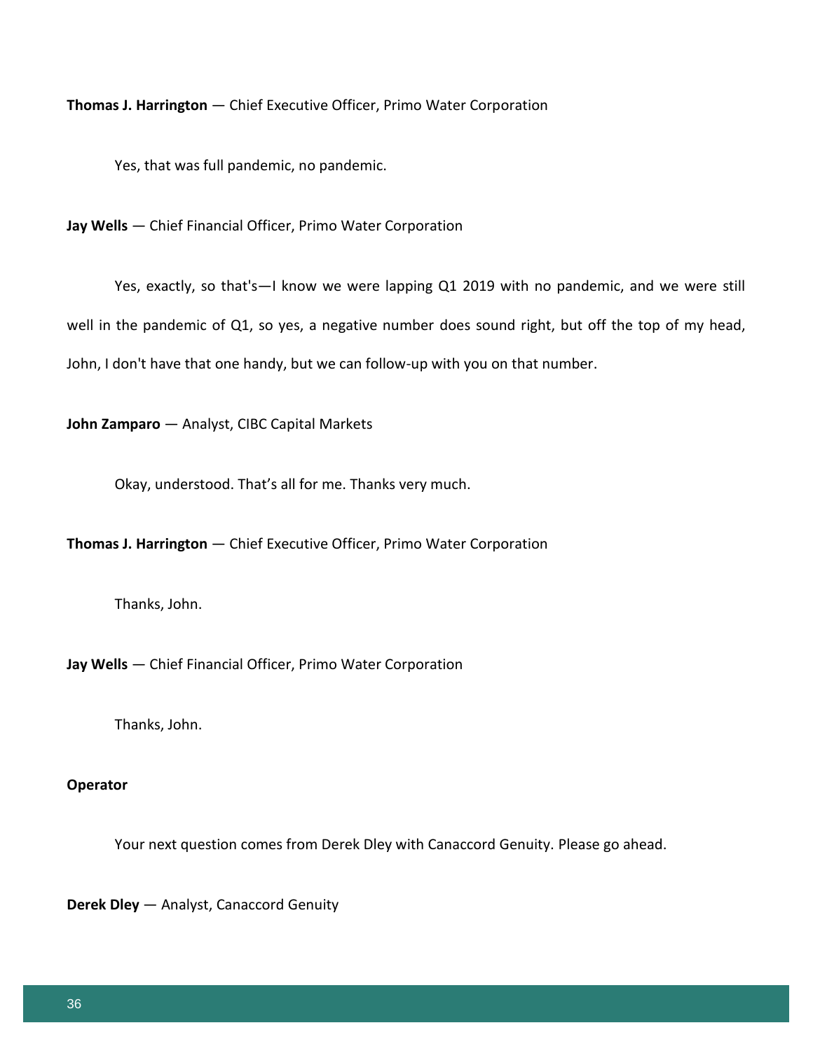**Thomas J. Harrington** — Chief Executive Officer, Primo Water Corporation

Yes, that was full pandemic, no pandemic.

**Jay Wells** — Chief Financial Officer, Primo Water Corporation

Yes, exactly, so that's—I know we were lapping Q1 2019 with no pandemic, and we were still well in the pandemic of Q1, so yes, a negative number does sound right, but off the top of my head, John, I don't have that one handy, but we can follow-up with you on that number.

**John Zamparo** — Analyst, CIBC Capital Markets

Okay, understood. That's all for me. Thanks very much.

**Thomas J. Harrington** — Chief Executive Officer, Primo Water Corporation

Thanks, John.

**Jay Wells** — Chief Financial Officer, Primo Water Corporation

Thanks, John.

**Operator**

Your next question comes from Derek Dley with Canaccord Genuity. Please go ahead.

**Derek Dley** — Analyst, Canaccord Genuity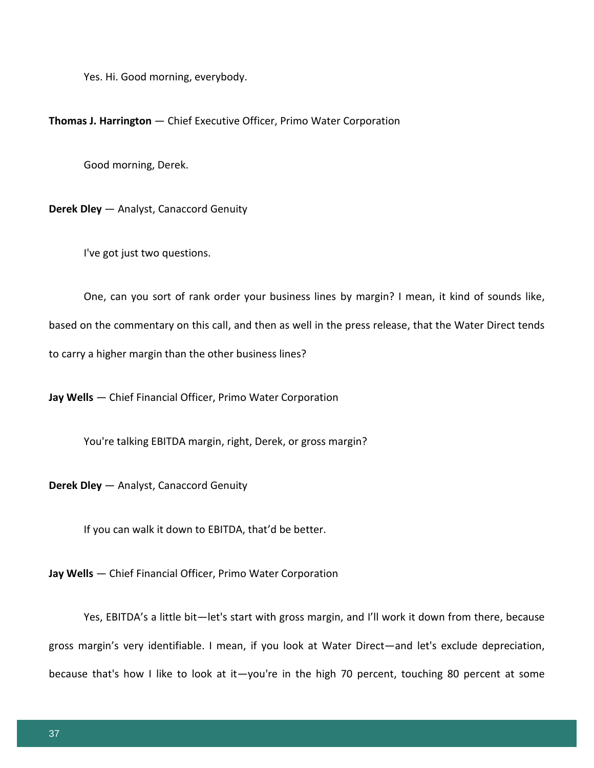Yes. Hi. Good morning, everybody.

**Thomas J. Harrington** — Chief Executive Officer, Primo Water Corporation

Good morning, Derek.

**Derek Dley** — Analyst, Canaccord Genuity

I've got just two questions.

One, can you sort of rank order your business lines by margin? I mean, it kind of sounds like, based on the commentary on this call, and then as well in the press release, that the Water Direct tends to carry a higher margin than the other business lines?

**Jay Wells** — Chief Financial Officer, Primo Water Corporation

You're talking EBITDA margin, right, Derek, or gross margin?

**Derek Dley** — Analyst, Canaccord Genuity

If you can walk it down to EBITDA, that'd be better.

**Jay Wells** — Chief Financial Officer, Primo Water Corporation

Yes, EBITDA's a little bit—let's start with gross margin, and I'll work it down from there, because gross margin's very identifiable. I mean, if you look at Water Direct—and let's exclude depreciation, because that's how I like to look at it—you're in the high 70 percent, touching 80 percent at some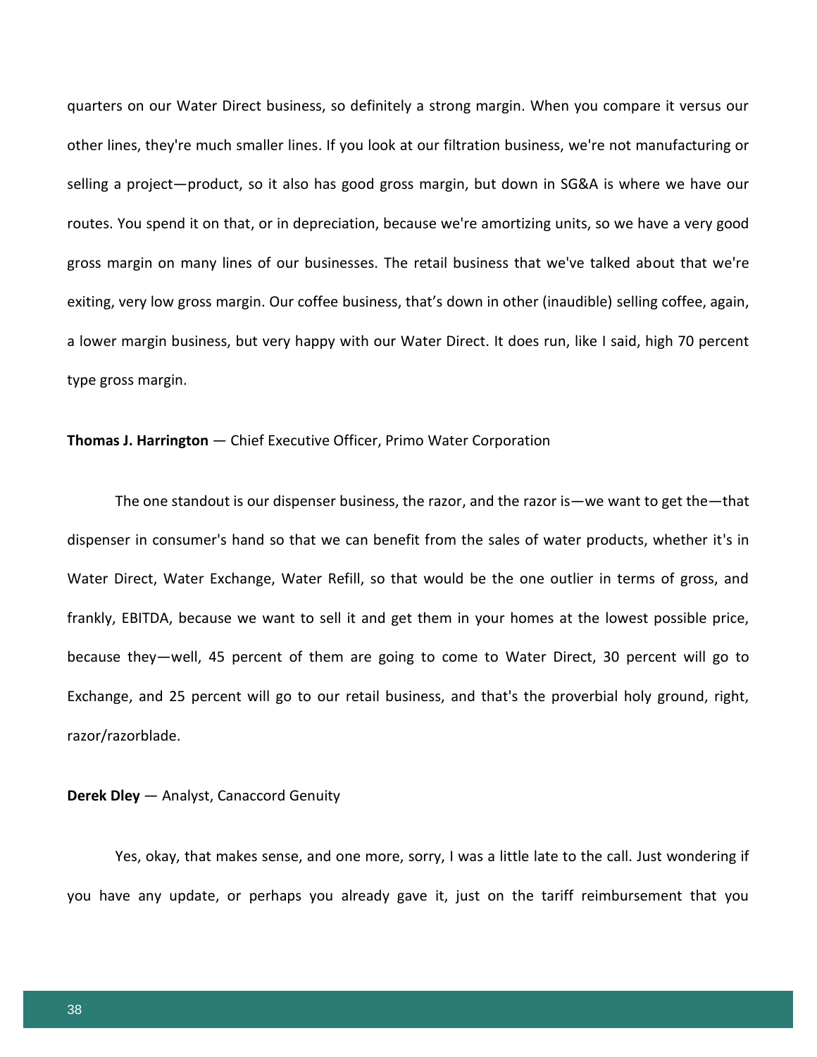quarters on our Water Direct business, so definitely a strong margin. When you compare it versus our other lines, they're much smaller lines. If you look at our filtration business, we're not manufacturing or selling a project—product, so it also has good gross margin, but down in SG&A is where we have our routes. You spend it on that, or in depreciation, because we're amortizing units, so we have a very good gross margin on many lines of our businesses. The retail business that we've talked about that we're exiting, very low gross margin. Our coffee business, that's down in other (inaudible) selling coffee, again, a lower margin business, but very happy with our Water Direct. It does run, like I said, high 70 percent type gross margin.

**Thomas J. Harrington** — Chief Executive Officer, Primo Water Corporation

The one standout is our dispenser business, the razor, and the razor is—we want to get the—that dispenser in consumer's hand so that we can benefit from the sales of water products, whether it's in Water Direct, Water Exchange, Water Refill, so that would be the one outlier in terms of gross, and frankly, EBITDA, because we want to sell it and get them in your homes at the lowest possible price, because they—well, 45 percent of them are going to come to Water Direct, 30 percent will go to Exchange, and 25 percent will go to our retail business, and that's the proverbial holy ground, right, razor/razorblade.

**Derek Dley** — Analyst, Canaccord Genuity

Yes, okay, that makes sense, and one more, sorry, I was a little late to the call. Just wondering if you have any update, or perhaps you already gave it, just on the tariff reimbursement that you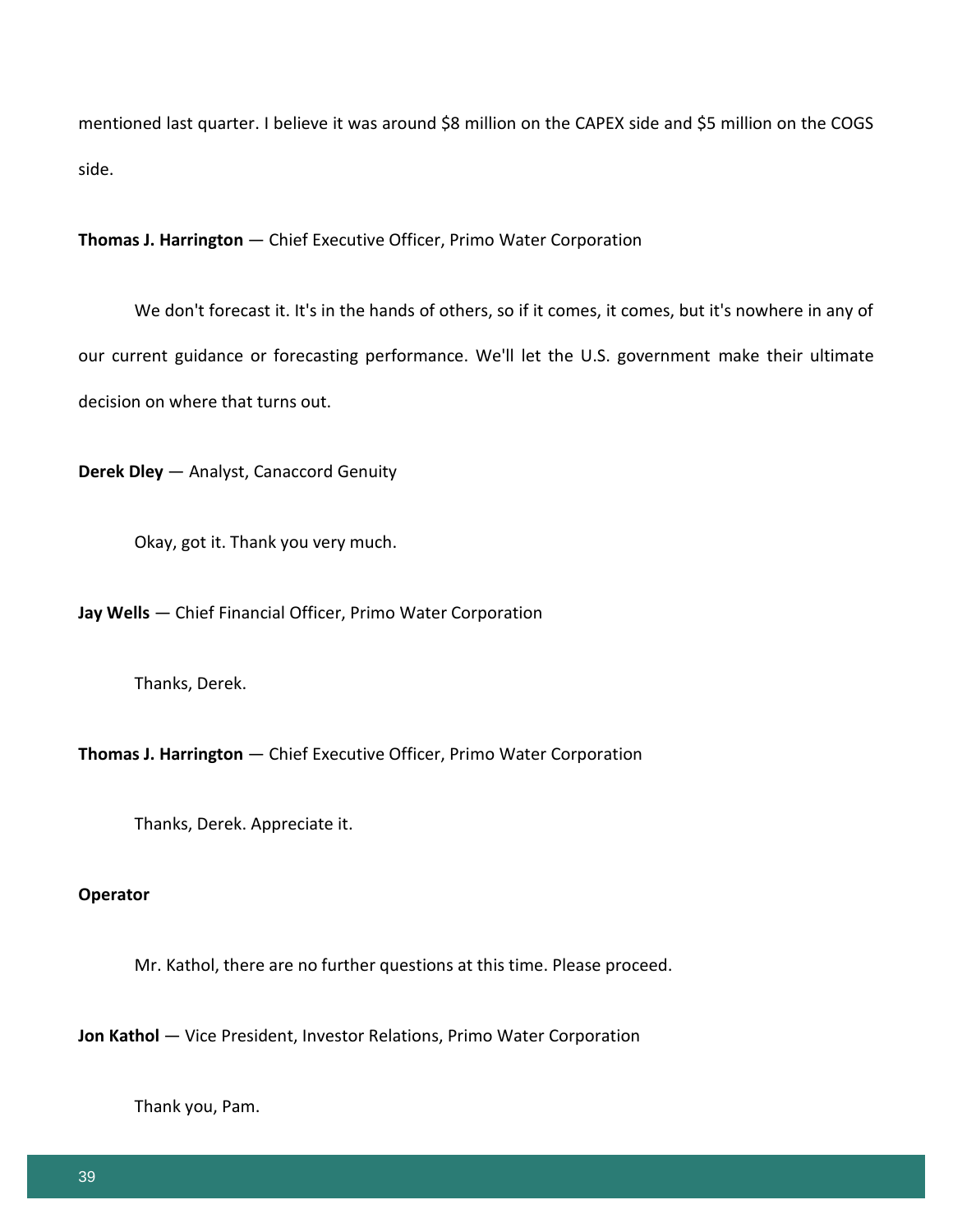mentioned last quarter. I believe it was around $8 million on the CAPEX side and $5 million on the COGS side.

**Thomas J. Harrington** — Chief Executive Officer, Primo Water Corporation

We don't forecast it. It's in the hands of others, so if it comes, it comes, but it's nowhere in any of our current guidance or forecasting performance. We'll let the U.S. government make their ultimate decision on where that turns out.

**Derek Dley** — Analyst, Canaccord Genuity

Okay, got it. Thank you very much.

**Jay Wells** — Chief Financial Officer, Primo Water Corporation

Thanks, Derek.

**Thomas J. Harrington** — Chief Executive Officer, Primo Water Corporation

Thanks, Derek. Appreciate it.

**Operator**

Mr. Kathol, there are no further questions at this time. Please proceed.

**Jon Kathol** — Vice President, Investor Relations, Primo Water Corporation

Thank you, Pam.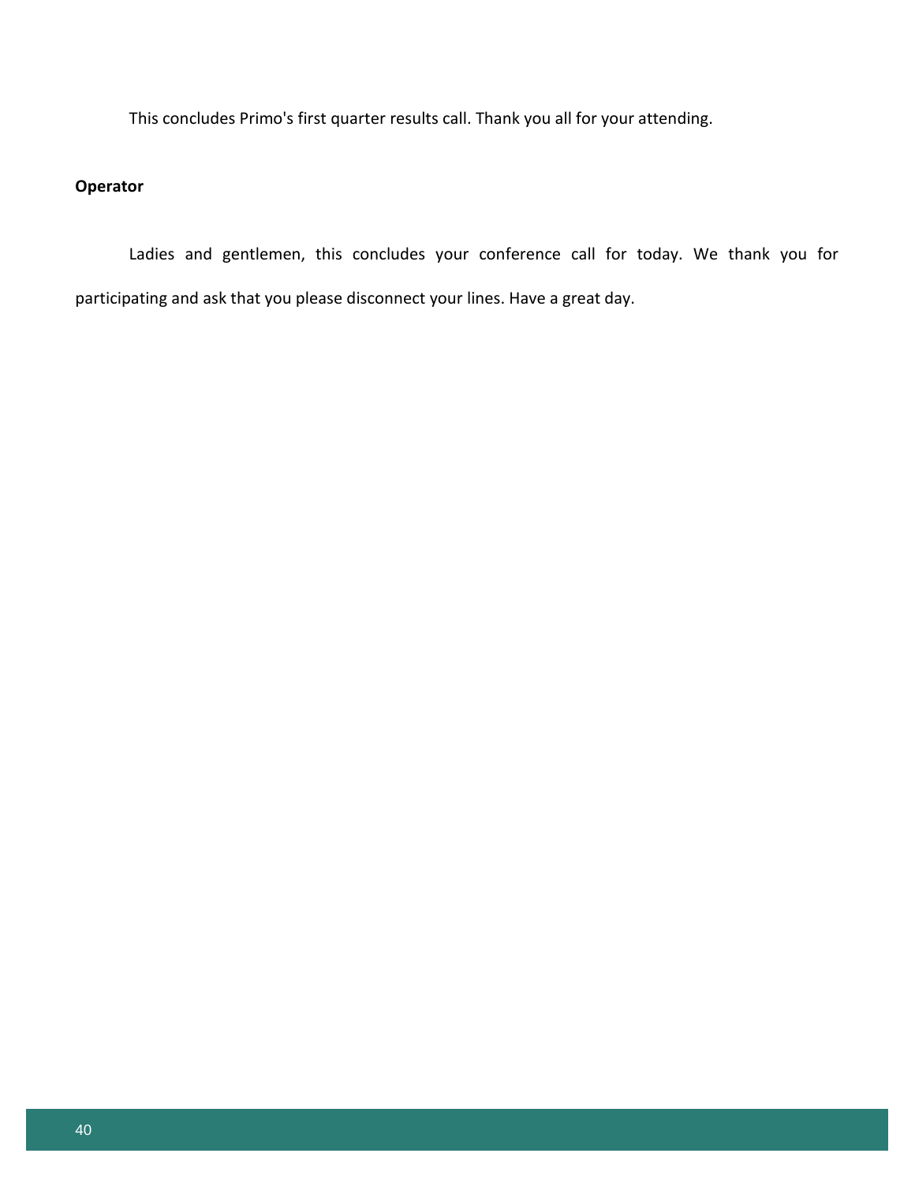This concludes Primo's first quarter results call. Thank you all for your attending.

**Operator**

Ladies and gentlemen, this concludes your conference call for today. We thank you for participating and ask that you please disconnect your lines. Have a great day.